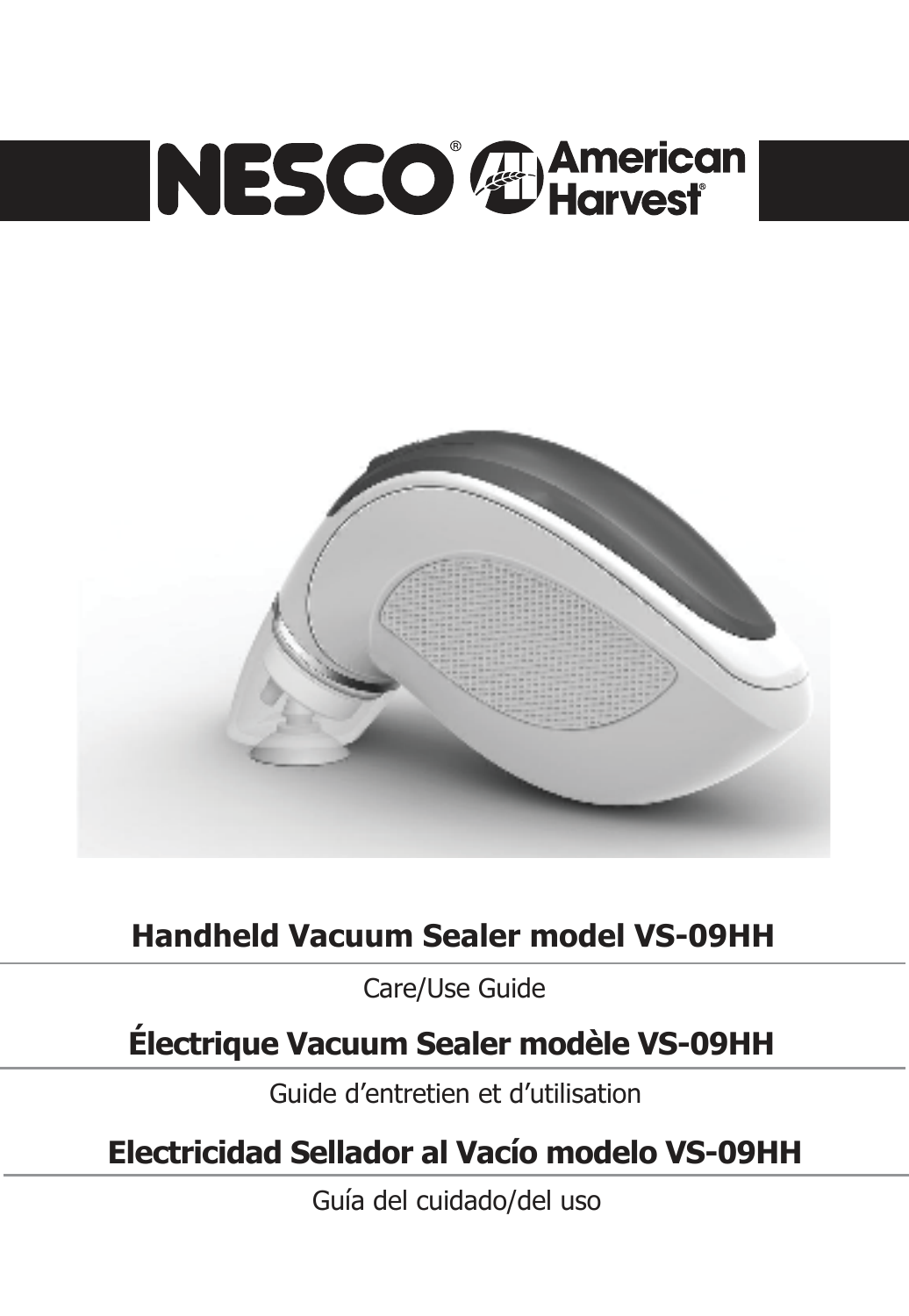NESCO® American Harvest®

## Handheld Vacuum Sealer model VS-09HH

Care/Use Guide

## Électrique Vacuum Sealer modèle VS-09HH

Guide d'entretien et d'utilisation

## Electricidad Sellador al Vacío modelo VS-09HH

Guía del cuidado/del uso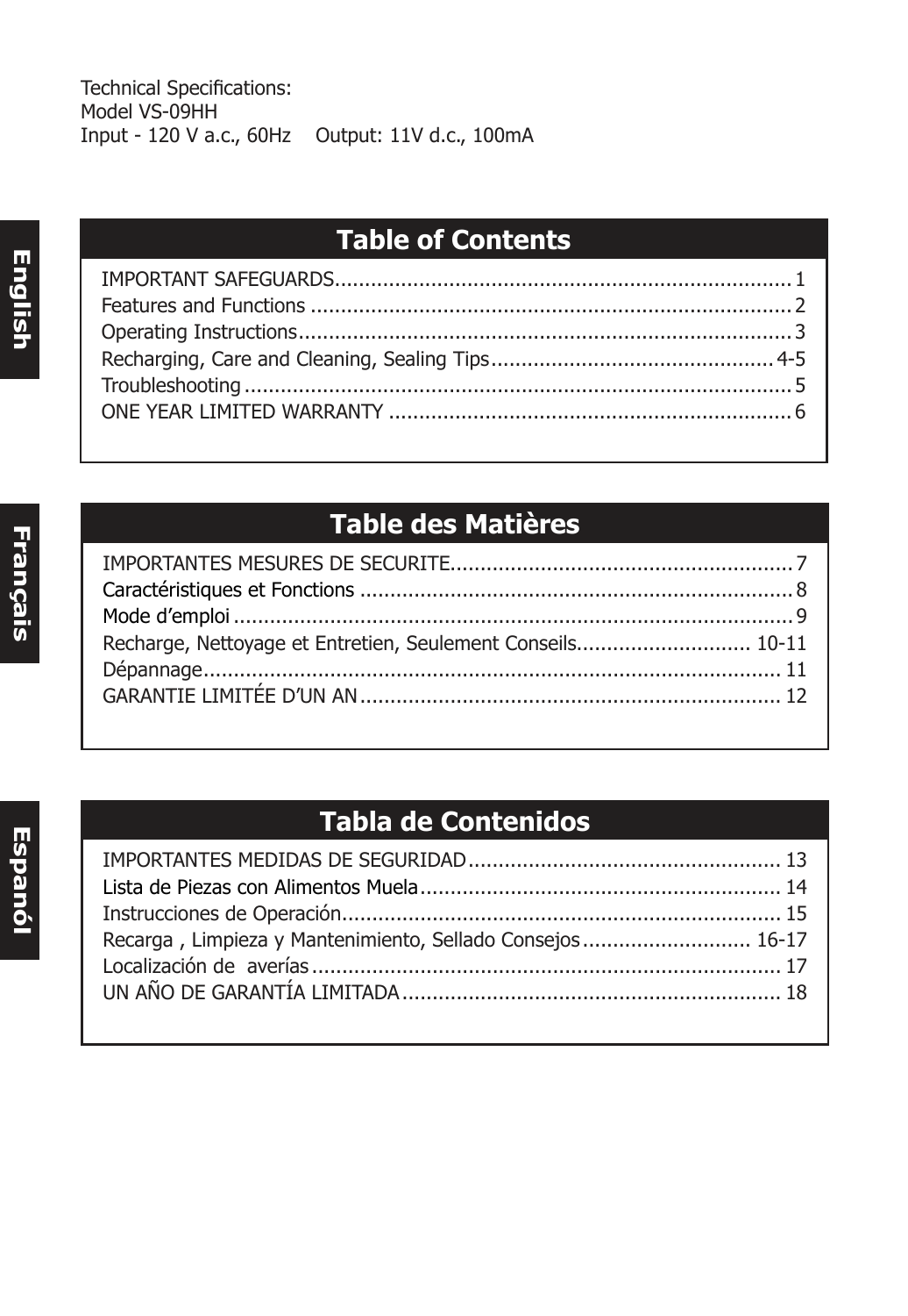Technical Specifications:
Model VS-09HH
Input - 120 V a.c., 60Hz    Output: 11V d.c., 100mA

English

## Table of Contents

IMPORTANT SAFEGUARDS........................................................................... 1
Features and Functions ................................................................................ 2
Operating Instructions.................................................................................. 3
Recharging, Care and Cleaning, Sealing Tips............................................... 4-5
Troubleshooting ........................................................................................... 5
ONE YEAR LIMITED WARRANTY .................................................................. 6

Français

## Table des Matières

IMPORTANTES MESURES DE SECURITE......................................................... 7
Caractéristiques et Fonctions ........................................................................ 8
Mode d'emploi ............................................................................................. 9
Recharge, Nettoyage et Entretien, Seulement Conseils............................. 10-11
Dépannage................................................................................................ 11
GARANTIE LIMITÉE D'UN AN...................................................................... 12

Espanól

## Tabla de Contenidos

IMPORTANTES MEDIDAS DE SEGURIDAD.................................................... 13
Lista de Piezas con Alimentos Muela............................................................ 14
Instrucciones de Operación......................................................................... 15
Recarga , Limpieza y Mantenimiento, Sellado Consejos ............................ 16-17
Localización de  averías .............................................................................. 17
UN AÑO DE GARANTÍA LIMITADA............................................................... 18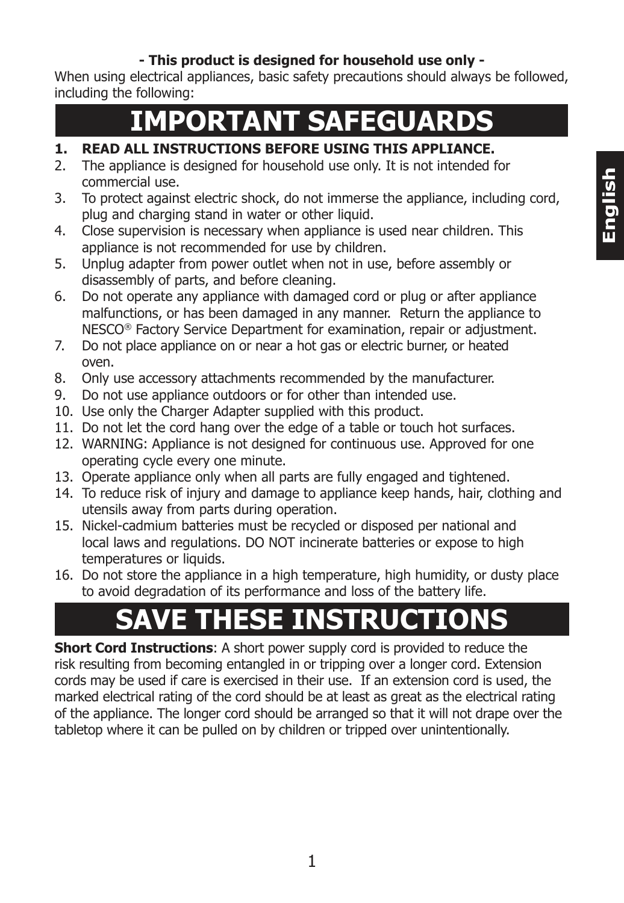**- This product is designed for household use only -**

When using electrical appliances, basic safety precautions should always be followed, including the following:

# IMPORTANT SAFEGUARDS

1. **READ ALL INSTRUCTIONS BEFORE USING THIS APPLIANCE.**
2. The appliance is designed for household use only. It is not intended for commercial use.
3. To protect against electric shock, do not immerse the appliance, including cord, plug and charging stand in water or other liquid.
4. Close supervision is necessary when appliance is used near children. This appliance is not recommended for use by children.
5. Unplug adapter from power outlet when not in use, before assembly or disassembly of parts, and before cleaning.
6. Do not operate any appliance with damaged cord or plug or after appliance malfunctions, or has been damaged in any manner. Return the appliance to NESCO® Factory Service Department for examination, repair or adjustment.
7. Do not place appliance on or near a hot gas or electric burner, or heated oven.
8. Only use accessory attachments recommended by the manufacturer.
9. Do not use appliance outdoors or for other than intended use.
10. Use only the Charger Adapter supplied with this product.
11. Do not let the cord hang over the edge of a table or touch hot surfaces.
12. WARNING: Appliance is not designed for continuous use. Approved for one operating cycle every one minute.
13. Operate appliance only when all parts are fully engaged and tightened.
14. To reduce risk of injury and damage to appliance keep hands, hair, clothing and utensils away from parts during operation.
15. Nickel-cadmium batteries must be recycled or disposed per national and local laws and regulations. DO NOT incinerate batteries or expose to high temperatures or liquids.
16. Do not store the appliance in a high temperature, high humidity, or dusty place to avoid degradation of its performance and loss of the battery life.

# SAVE THESE INSTRUCTIONS

**Short Cord Instructions**: A short power supply cord is provided to reduce the risk resulting from becoming entangled in or tripping over a longer cord. Extension cords may be used if care is exercised in their use. If an extension cord is used, the marked electrical rating of the cord should be at least as great as the electrical rating of the appliance. The longer cord should be arranged so that it will not drape over the tabletop where it can be pulled on by children or tripped over unintentionally.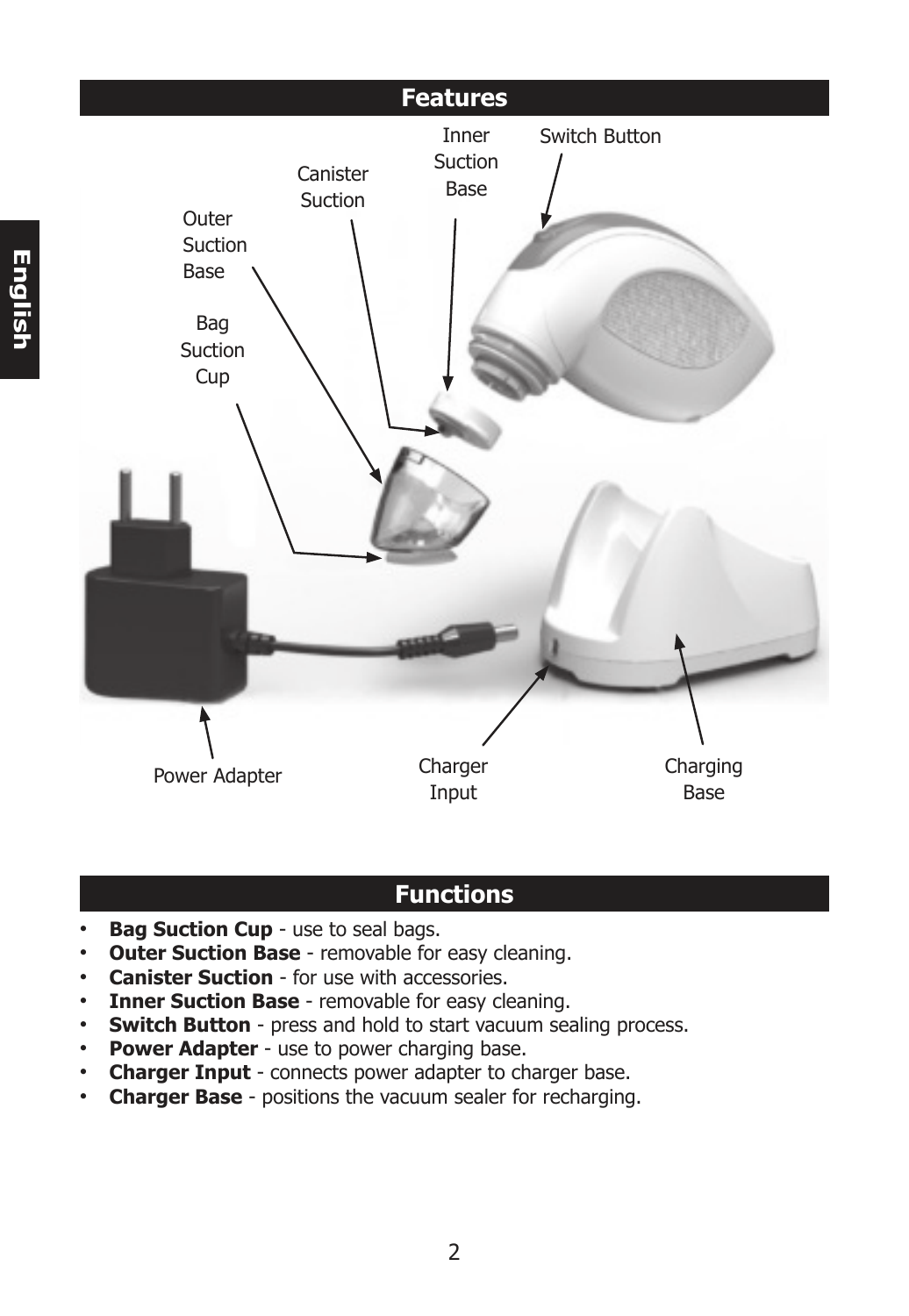## Features

Inner Suction Base

Switch Button

Canister Suction

Outer Suction Base

Bag Suction Cup

Power Adapter

Charger Input

Charging Base

## Functions

- **Bag Suction Cup** - use to seal bags.
- **Outer Suction Base** - removable for easy cleaning.
- **Canister Suction** - for use with accessories.
- **Inner Suction Base** - removable for easy cleaning.
- **Switch Button** - press and hold to start vacuum sealing process.
- **Power Adapter** - use to power charging base.
- **Charger Input** - connects power adapter to charger base.
- **Charger Base** - positions the vacuum sealer for recharging.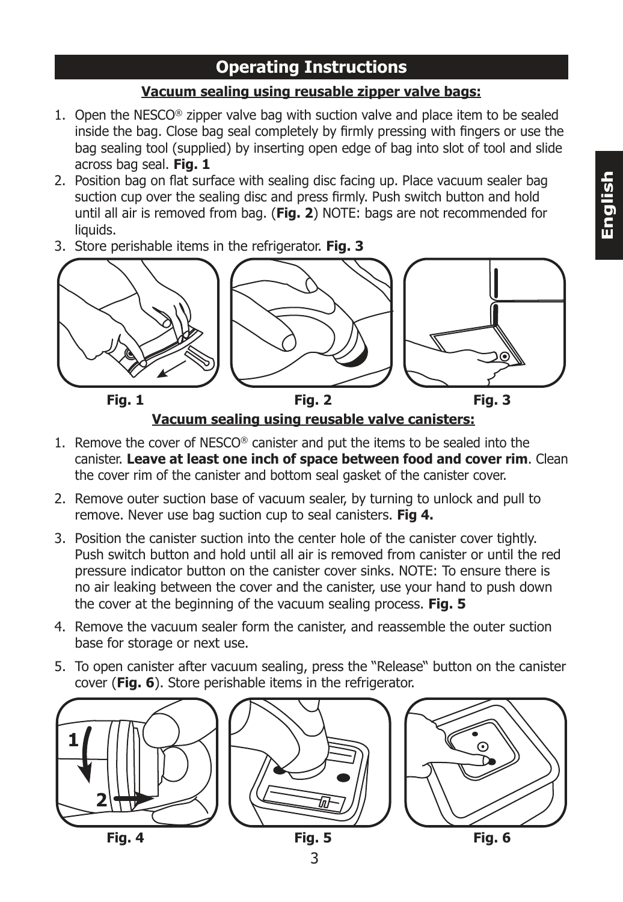## Operating Instructions

### Vacuum sealing using reusable zipper valve bags:

1. Open the NESCO® zipper valve bag with suction valve and place item to be sealed inside the bag. Close bag seal completely by firmly pressing with fingers or use the bag sealing tool (supplied) by inserting open edge of bag into slot of tool and slide across bag seal. **Fig. 1**
2. Position bag on flat surface with sealing disc facing up. Place vacuum sealer bag suction cup over the sealing disc and press firmly. Push switch button and hold until all air is removed from bag. (**Fig. 2**) NOTE: bags are not recommended for liquids.
3. Store perishable items in the refrigerator. **Fig. 3**

**Fig. 1** **Fig. 2** **Fig. 3**

### Vacuum sealing using reusable valve canisters:

1. Remove the cover of NESCO® canister and put the items to be sealed into the canister. **Leave at least one inch of space between food and cover rim**. Clean the cover rim of the canister and bottom seal gasket of the canister cover.
2. Remove outer suction base of vacuum sealer, by turning to unlock and pull to remove. Never use bag suction cup to seal canisters. **Fig 4.**
3. Position the canister suction into the center hole of the canister cover tightly. Push switch button and hold until all air is removed from canister or until the red pressure indicator button on the canister cover sinks. NOTE: To ensure there is no air leaking between the cover and the canister, use your hand to push down the cover at the beginning of the vacuum sealing process. **Fig. 5**
4. Remove the vacuum sealer form the canister, and reassemble the outer suction base for storage or next use.
5. To open canister after vacuum sealing, press the "Release" button on the canister cover (**Fig. 6**). Store perishable items in the refrigerator.

**Fig. 4** **Fig. 5** **Fig. 6**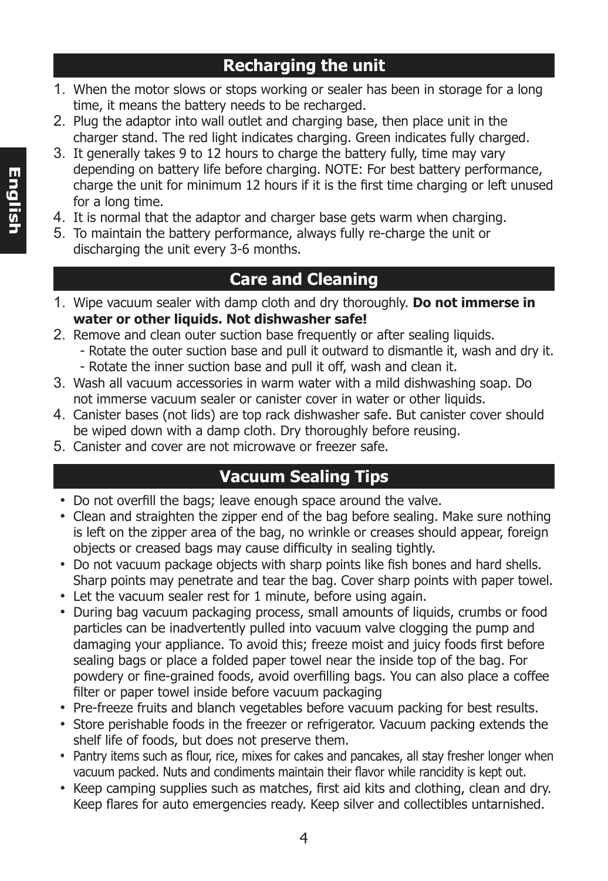## Recharging the unit

1. When the motor slows or stops working or sealer has been in storage for a long time, it means the battery needs to be recharged.
2. Plug the adaptor into wall outlet and charging base, then place unit in the charger stand. The red light indicates charging. Green indicates fully charged.
3. It generally takes 9 to 12 hours to charge the battery fully, time may vary depending on battery life before charging. NOTE: For best battery performance, charge the unit for minimum 12 hours if it is the first time charging or left unused for a long time.
4. It is normal that the adaptor and charger base gets warm when charging.
5. To maintain the battery performance, always fully re-charge the unit or discharging the unit every 3-6 months.

## Care and Cleaning

1. Wipe vacuum sealer with damp cloth and dry thoroughly. **Do not immerse in water or other liquids. Not dishwasher safe!**
2. Remove and clean outer suction base frequently or after sealing liquids.
   - Rotate the outer suction base and pull it outward to dismantle it, wash and dry it.
   - Rotate the inner suction base and pull it off, wash and clean it.
3. Wash all vacuum accessories in warm water with a mild dishwashing soap. Do not immerse vacuum sealer or canister cover in water or other liquids.
4. Canister bases (not lids) are top rack dishwasher safe. But canister cover should be wiped down with a damp cloth. Dry thoroughly before reusing.
5. Canister and cover are not microwave or freezer safe.

## Vacuum Sealing Tips

- Do not overfill the bags; leave enough space around the valve.
- Clean and straighten the zipper end of the bag before sealing. Make sure nothing is left on the zipper area of the bag, no wrinkle or creases should appear, foreign objects or creased bags may cause difficulty in sealing tightly.
- Do not vacuum package objects with sharp points like fish bones and hard shells. Sharp points may penetrate and tear the bag. Cover sharp points with paper towel.
- Let the vacuum sealer rest for 1 minute, before using again.
- During bag vacuum packaging process, small amounts of liquids, crumbs or food particles can be inadvertently pulled into vacuum valve clogging the pump and damaging your appliance. To avoid this; freeze moist and juicy foods first before sealing bags or place a folded paper towel near the inside top of the bag. For powdery or fine-grained foods, avoid overfilling bags. You can also place a coffee filter or paper towel inside before vacuum packaging
- Pre-freeze fruits and blanch vegetables before vacuum packing for best results.
- Store perishable foods in the freezer or refrigerator. Vacuum packing extends the shelf life of foods, but does not preserve them.
- Pantry items such as flour, rice, mixes for cakes and pancakes, all stay fresher longer when vacuum packed. Nuts and condiments maintain their flavor while rancidity is kept out.
- Keep camping supplies such as matches, first aid kits and clothing, clean and dry. Keep flares for auto emergencies ready. Keep silver and collectibles untarnished.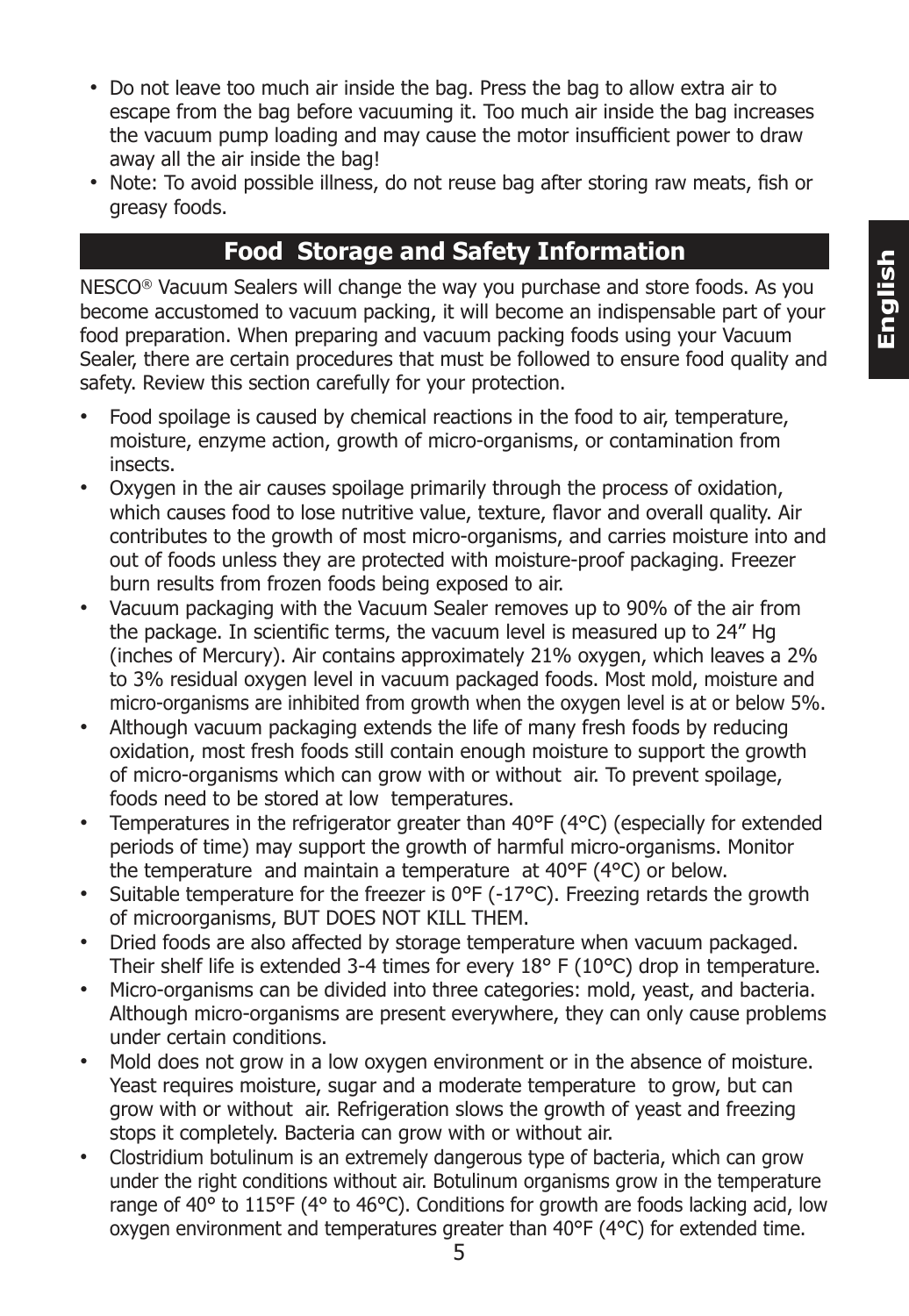- Do not leave too much air inside the bag. Press the bag to allow extra air to escape from the bag before vacuuming it. Too much air inside the bag increases the vacuum pump loading and may cause the motor insufficient power to draw away all the air inside the bag!
- Note: To avoid possible illness, do not reuse bag after storing raw meats, fish or greasy foods.

## Food Storage and Safety Information

NESCO® Vacuum Sealers will change the way you purchase and store foods. As you become accustomed to vacuum packing, it will become an indispensable part of your food preparation. When preparing and vacuum packing foods using your Vacuum Sealer, there are certain procedures that must be followed to ensure food quality and safety. Review this section carefully for your protection.

- Food spoilage is caused by chemical reactions in the food to air, temperature, moisture, enzyme action, growth of micro-organisms, or contamination from insects.
- Oxygen in the air causes spoilage primarily through the process of oxidation, which causes food to lose nutritive value, texture, flavor and overall quality. Air contributes to the growth of most micro-organisms, and carries moisture into and out of foods unless they are protected with moisture-proof packaging. Freezer burn results from frozen foods being exposed to air.
- Vacuum packaging with the Vacuum Sealer removes up to 90% of the air from the package. In scientific terms, the vacuum level is measured up to 24" Hg (inches of Mercury). Air contains approximately 21% oxygen, which leaves a 2% to 3% residual oxygen level in vacuum packaged foods. Most mold, moisture and micro-organisms are inhibited from growth when the oxygen level is at or below 5%.
- Although vacuum packaging extends the life of many fresh foods by reducing oxidation, most fresh foods still contain enough moisture to support the growth of micro-organisms which can grow with or without air. To prevent spoilage, foods need to be stored at low temperatures.
- Temperatures in the refrigerator greater than 40°F (4°C) (especially for extended periods of time) may support the growth of harmful micro-organisms. Monitor the temperature and maintain a temperature at 40°F (4°C) or below.
- Suitable temperature for the freezer is 0°F (-17°C). Freezing retards the growth of microorganisms, BUT DOES NOT KILL THEM.
- Dried foods are also affected by storage temperature when vacuum packaged. Their shelf life is extended 3-4 times for every 18° F (10°C) drop in temperature.
- Micro-organisms can be divided into three categories: mold, yeast, and bacteria. Although micro-organisms are present everywhere, they can only cause problems under certain conditions.
- Mold does not grow in a low oxygen environment or in the absence of moisture. Yeast requires moisture, sugar and a moderate temperature to grow, but can grow with or without air. Refrigeration slows the growth of yeast and freezing stops it completely. Bacteria can grow with or without air.
- Clostridium botulinum is an extremely dangerous type of bacteria, which can grow under the right conditions without air. Botulinum organisms grow in the temperature range of 40° to 115°F (4° to 46°C). Conditions for growth are foods lacking acid, low oxygen environment and temperatures greater than 40°F (4°C) for extended time.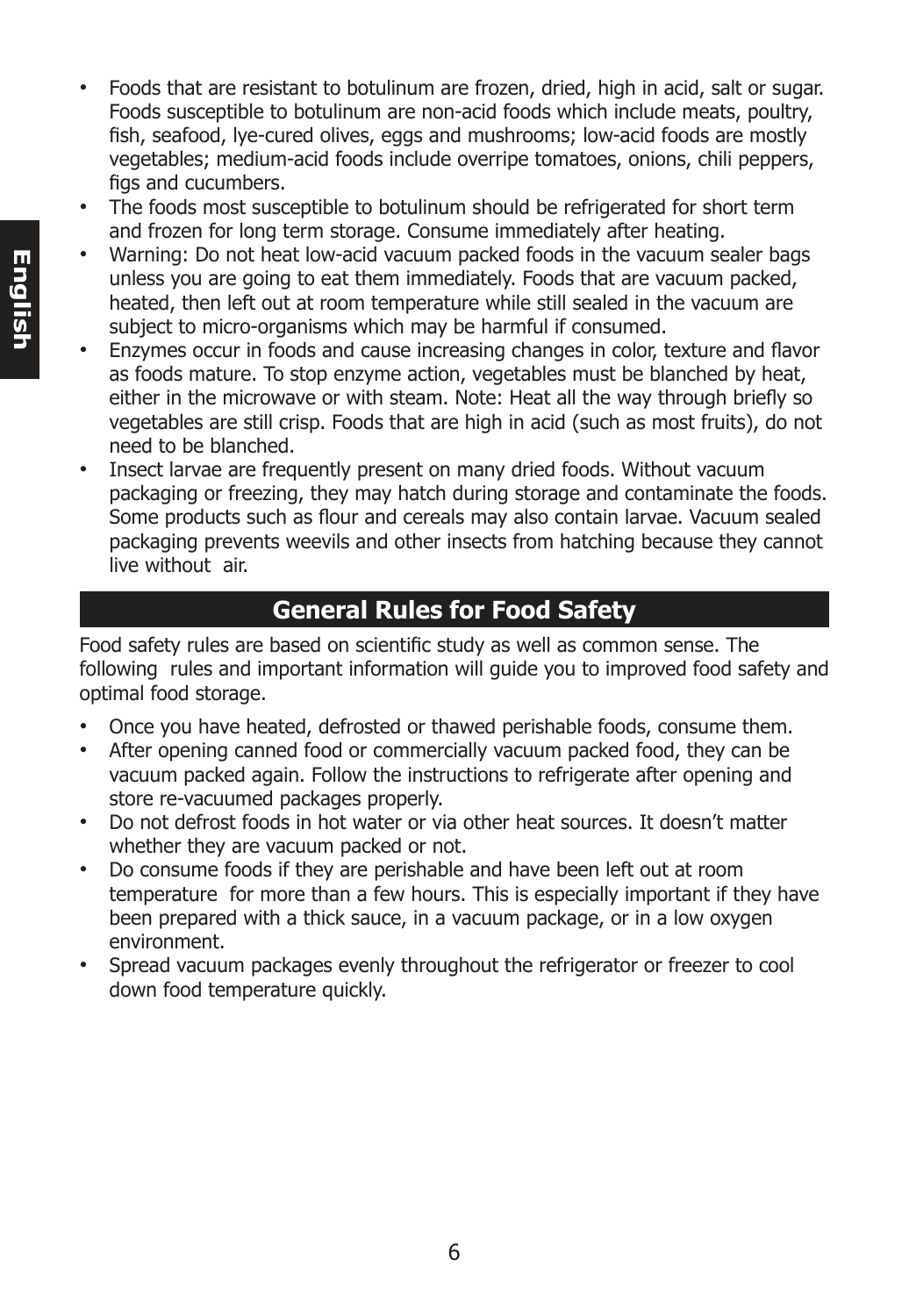- Foods that are resistant to botulinum are frozen, dried, high in acid, salt or sugar. Foods susceptible to botulinum are non-acid foods which include meats, poultry, fish, seafood, lye-cured olives, eggs and mushrooms; low-acid foods are mostly vegetables; medium-acid foods include overripe tomatoes, onions, chili peppers, figs and cucumbers.
- The foods most susceptible to botulinum should be refrigerated for short term and frozen for long term storage. Consume immediately after heating.
- Warning: Do not heat low-acid vacuum packed foods in the vacuum sealer bags unless you are going to eat them immediately. Foods that are vacuum packed, heated, then left out at room temperature while still sealed in the vacuum are subject to micro-organisms which may be harmful if consumed.
- Enzymes occur in foods and cause increasing changes in color, texture and flavor as foods mature. To stop enzyme action, vegetables must be blanched by heat, either in the microwave or with steam. Note: Heat all the way through briefly so vegetables are still crisp. Foods that are high in acid (such as most fruits), do not need to be blanched.
- Insect larvae are frequently present on many dried foods. Without vacuum packaging or freezing, they may hatch during storage and contaminate the foods. Some products such as flour and cereals may also contain larvae. Vacuum sealed packaging prevents weevils and other insects from hatching because they cannot live without air.

## General Rules for Food Safety

Food safety rules are based on scientific study as well as common sense. The following rules and important information will guide you to improved food safety and optimal food storage.

- Once you have heated, defrosted or thawed perishable foods, consume them.
- After opening canned food or commercially vacuum packed food, they can be vacuum packed again. Follow the instructions to refrigerate after opening and store re-vacuumed packages properly.
- Do not defrost foods in hot water or via other heat sources. It doesn't matter whether they are vacuum packed or not.
- Do consume foods if they are perishable and have been left out at room temperature for more than a few hours. This is especially important if they have been prepared with a thick sauce, in a vacuum package, or in a low oxygen environment.
- Spread vacuum packages evenly throughout the refrigerator or freezer to cool down food temperature quickly.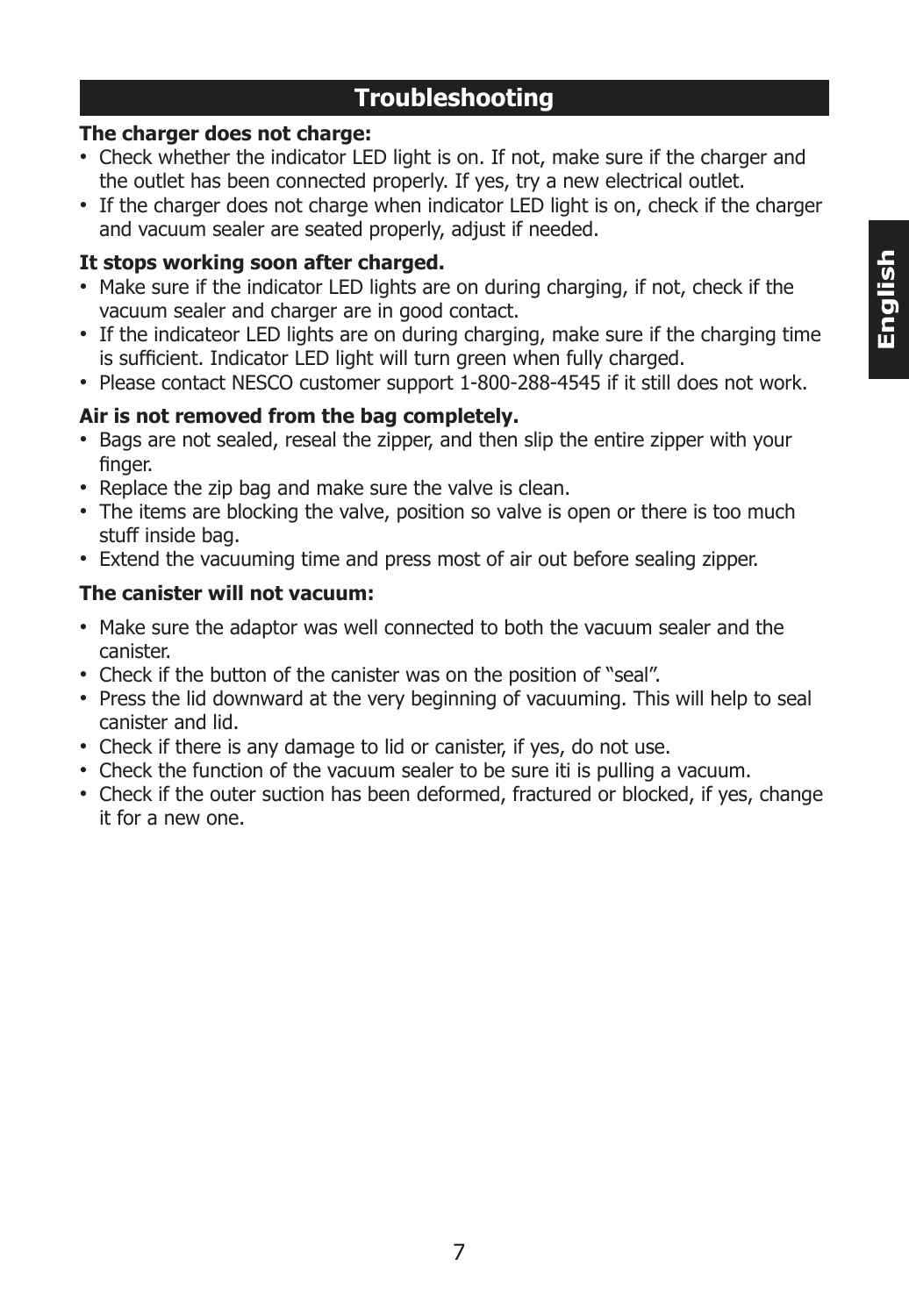## Troubleshooting

**The charger does not charge:**

- Check whether the indicator LED light is on. If not, make sure if the charger and the outlet has been connected properly. If yes, try a new electrical outlet.
- If the charger does not charge when indicator LED light is on, check if the charger and vacuum sealer are seated properly, adjust if needed.

**It stops working soon after charged.**

- Make sure if the indicator LED lights are on during charging, if not, check if the vacuum sealer and charger are in good contact.
- If the indicateor LED lights are on during charging, make sure if the charging time is sufficient. Indicator LED light will turn green when fully charged.
- Please contact NESCO customer support 1-800-288-4545 if it still does not work.

**Air is not removed from the bag completely.**

- Bags are not sealed, reseal the zipper, and then slip the entire zipper with your finger.
- Replace the zip bag and make sure the valve is clean.
- The items are blocking the valve, position so valve is open or there is too much stuff inside bag.
- Extend the vacuuming time and press most of air out before sealing zipper.

**The canister will not vacuum:**

- Make sure the adaptor was well connected to both the vacuum sealer and the canister.
- Check if the button of the canister was on the position of "seal".
- Press the lid downward at the very beginning of vacuuming. This will help to seal canister and lid.
- Check if there is any damage to lid or canister, if yes, do not use.
- Check the function of the vacuum sealer to be sure iti is pulling a vacuum.
- Check if the outer suction has been deformed, fractured or blocked, if yes, change it for a new one.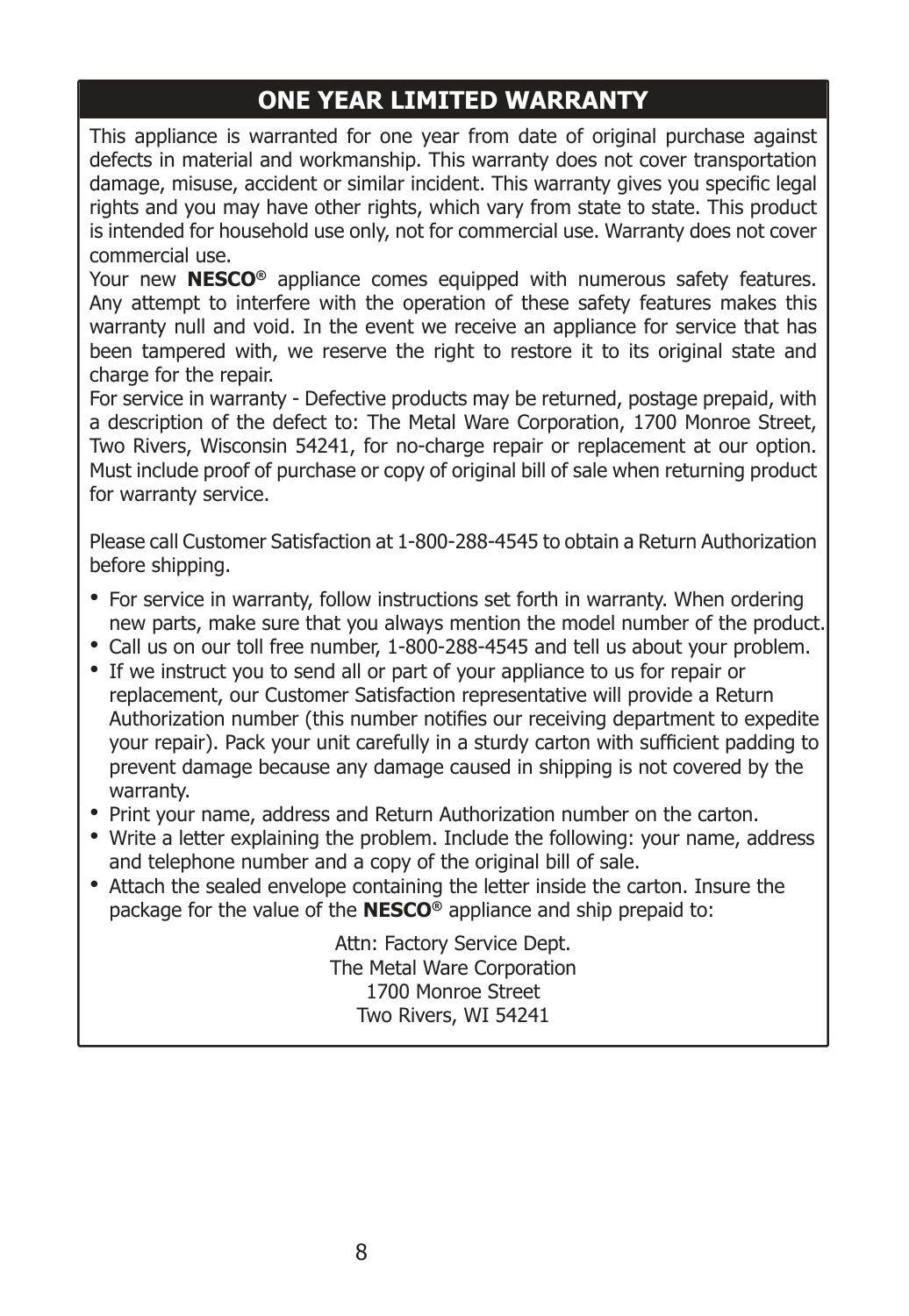## ONE YEAR LIMITED WARRANTY

This appliance is warranted for one year from date of original purchase against defects in material and workmanship. This warranty does not cover transportation damage, misuse, accident or similar incident. This warranty gives you specific legal rights and you may have other rights, which vary from state to state. This product is intended for household use only, not for commercial use. Warranty does not cover commercial use.

Your new **NESCO®** appliance comes equipped with numerous safety features. Any attempt to interfere with the operation of these safety features makes this warranty null and void. In the event we receive an appliance for service that has been tampered with, we reserve the right to restore it to its original state and charge for the repair.

For service in warranty - Defective products may be returned, postage prepaid, with a description of the defect to: The Metal Ware Corporation, 1700 Monroe Street, Two Rivers, Wisconsin 54241, for no-charge repair or replacement at our option. Must include proof of purchase or copy of original bill of sale when returning product for warranty service.

Please call Customer Satisfaction at 1-800-288-4545 to obtain a Return Authorization before shipping.

- For service in warranty, follow instructions set forth in warranty. When ordering new parts, make sure that you always mention the model number of the product.
- Call us on our toll free number, 1-800-288-4545 and tell us about your problem.
- If we instruct you to send all or part of your appliance to us for repair or replacement, our Customer Satisfaction representative will provide a Return Authorization number (this number notifies our receiving department to expedite your repair). Pack your unit carefully in a sturdy carton with sufficient padding to prevent damage because any damage caused in shipping is not covered by the warranty.
- Print your name, address and Return Authorization number on the carton.
- Write a letter explaining the problem. Include the following: your name, address and telephone number and a copy of the original bill of sale.
- Attach the sealed envelope containing the letter inside the carton. Insure the package for the value of the **NESCO®** appliance and ship prepaid to:

Attn: Factory Service Dept.
The Metal Ware Corporation
1700 Monroe Street
Two Rivers, WI 54241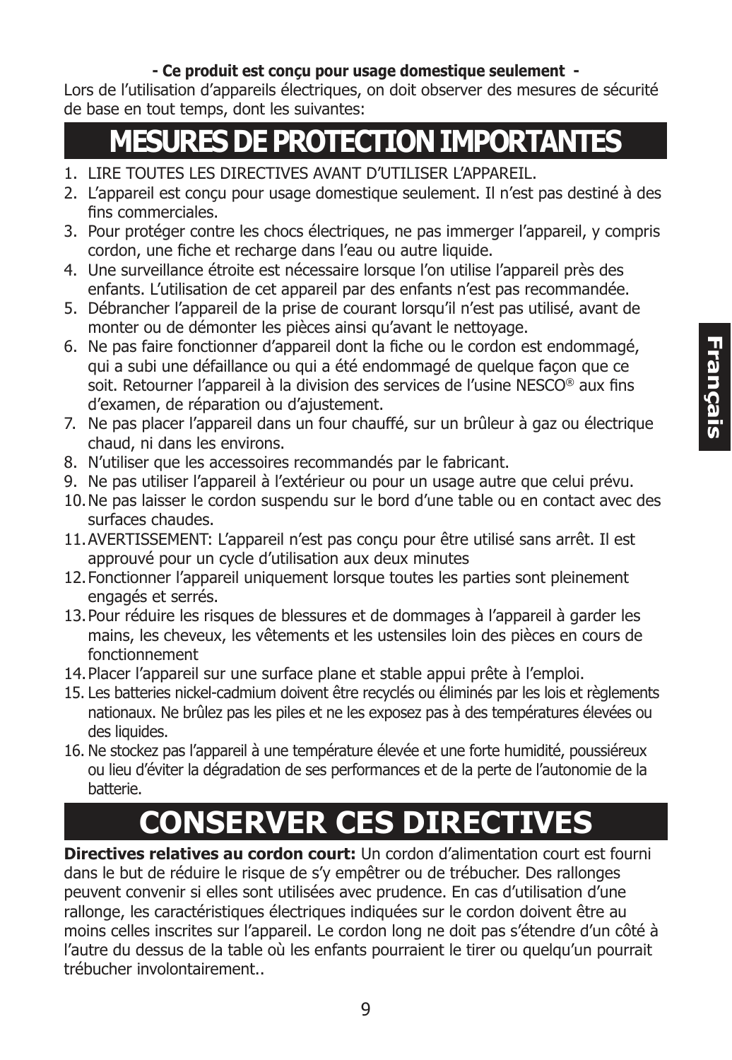**- Ce produit est conçu pour usage domestique seulement -**

Lors de l'utilisation d'appareils électriques, on doit observer des mesures de sécurité de base en tout temps, dont les suivantes:

# MESURES DE PROTECTION IMPORTANTES

1. LIRE TOUTES LES DIRECTIVES AVANT D'UTILISER L'APPAREIL.
2. L'appareil est conçu pour usage domestique seulement. Il n'est pas destiné à des fins commerciales.
3. Pour protéger contre les chocs électriques, ne pas immerger l'appareil, y compris cordon, une fiche et recharge dans l'eau ou autre liquide.
4. Une surveillance étroite est nécessaire lorsque l'on utilise l'appareil près des enfants. L'utilisation de cet appareil par des enfants n'est pas recommandée.
5. Débrancher l'appareil de la prise de courant lorsqu'il n'est pas utilisé, avant de monter ou de démonter les pièces ainsi qu'avant le nettoyage.
6. Ne pas faire fonctionner d'appareil dont la fiche ou le cordon est endommagé, qui a subi une défaillance ou qui a été endommagé de quelque façon que ce soit. Retourner l'appareil à la division des services de l'usine NESCO® aux fins d'examen, de réparation ou d'ajustement.
7. Ne pas placer l'appareil dans un four chauffé, sur un brûleur à gaz ou électrique chaud, ni dans les environs.
8. N'utiliser que les accessoires recommandés par le fabricant.
9. Ne pas utiliser l'appareil à l'extérieur ou pour un usage autre que celui prévu.
10. Ne pas laisser le cordon suspendu sur le bord d'une table ou en contact avec des surfaces chaudes.
11. AVERTISSEMENT: L'appareil n'est pas conçu pour être utilisé sans arrêt. Il est approuvé pour un cycle d'utilisation aux deux minutes
12. Fonctionner l'appareil uniquement lorsque toutes les parties sont pleinement engagés et serrés.
13. Pour réduire les risques de blessures et de dommages à l'appareil à garder les mains, les cheveux, les vêtements et les ustensiles loin des pièces en cours de fonctionnement
14. Placer l'appareil sur une surface plane et stable appui prête à l'emploi.
15. Les batteries nickel-cadmium doivent être recyclés ou éliminés par les lois et règlements nationaux. Ne brûlez pas les piles et ne les exposez pas à des températures élevées ou des liquides.
16. Ne stockez pas l'appareil à une température élevée et une forte humidité, poussiéreux ou lieu d'éviter la dégradation de ses performances et de la perte de l'autonomie de la batterie.

# CONSERVER CES DIRECTIVES

**Directives relatives au cordon court:** Un cordon d'alimentation court est fourni dans le but de réduire le risque de s'y empêtrer ou de trébucher. Des rallonges peuvent convenir si elles sont utilisées avec prudence. En cas d'utilisation d'une rallonge, les caractéristiques électriques indiquées sur le cordon doivent être au moins celles inscrites sur l'appareil. Le cordon long ne doit pas s'étendre d'un côté à l'autre du dessus de la table où les enfants pourraient le tirer ou quelqu'un pourrait trébucher involontairement..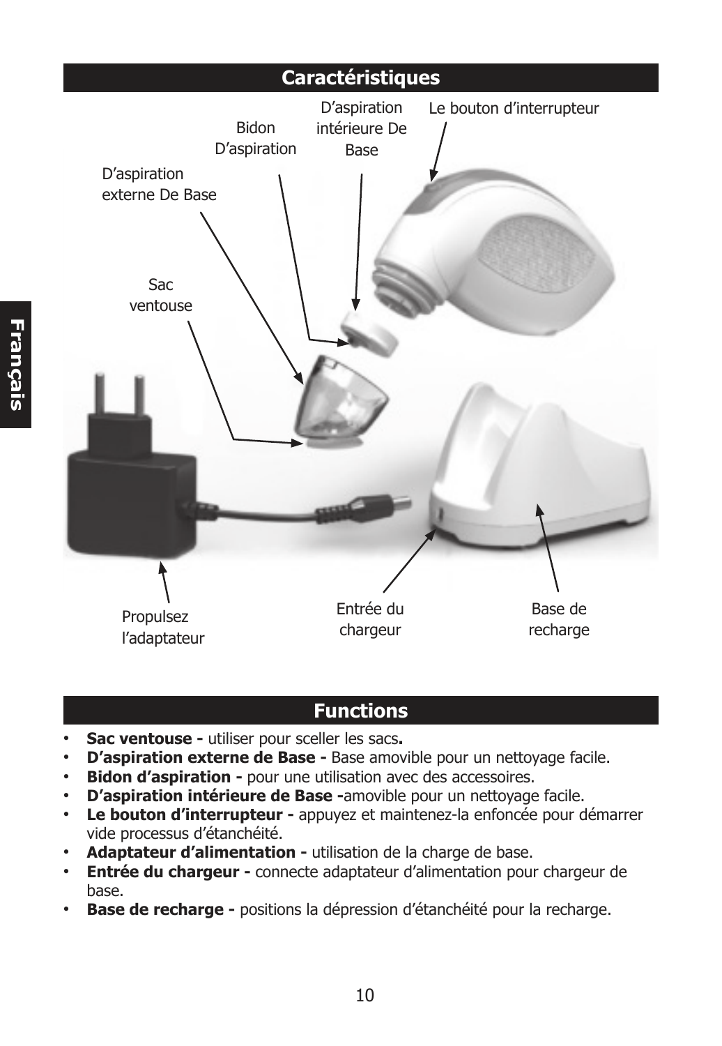## Caractéristiques

D'aspiration intérieure De Base

Le bouton d'interrupteur

Bidon D'aspiration

D'aspiration externe De Base

Sac ventouse

Propulsez l'adaptateur

Entrée du chargeur

Base de recharge

## Functions

- **Sac ventouse -** utiliser pour sceller les sacs**.**
- **D'aspiration externe de Base -** Base amovible pour un nettoyage facile.
- **Bidon d'aspiration -** pour une utilisation avec des accessoires.
- **D'aspiration intérieure de Base -**amovible pour un nettoyage facile.
- **Le bouton d'interrupteur -** appuyez et maintenez-la enfoncée pour démarrer vide processus d'étanchéité.
- **Adaptateur d'alimentation -** utilisation de la charge de base.
- **Entrée du chargeur -** connecte adaptateur d'alimentation pour chargeur de base.
- **Base de recharge -** positions la dépression d'étanchéité pour la recharge.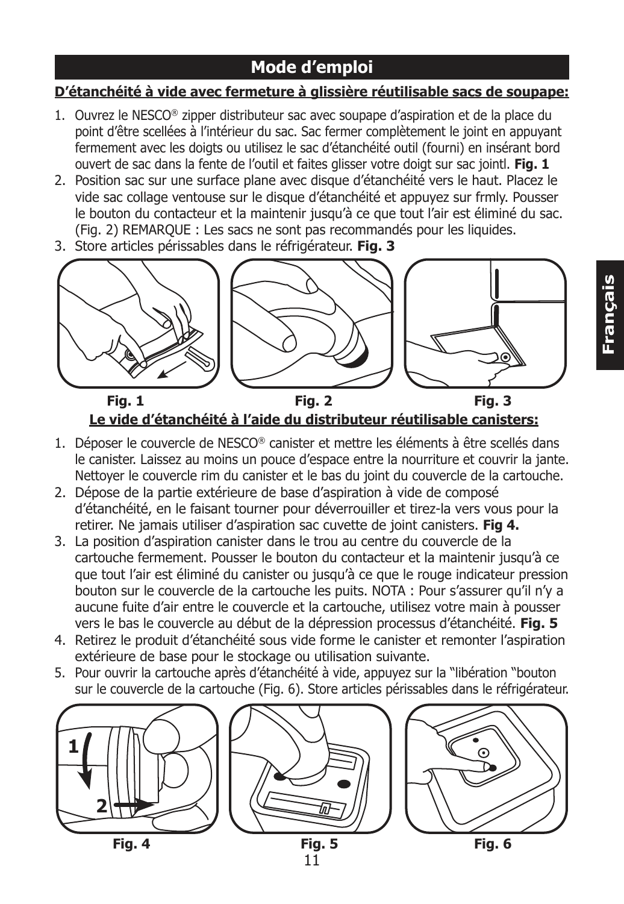## Mode d'emploi

**D'étanchéité à vide avec fermeture à glissière réutilisable sacs de soupape:**

1. Ouvrez le NESCO® zipper distributeur sac avec soupape d'aspiration et de la place du point d'être scellées à l'intérieur du sac. Sac fermer complètement le joint en appuyant fermement avec les doigts ou utilisez le sac d'étanchéité outil (fourni) en insérant bord ouvert de sac dans la fente de l'outil et faites glisser votre doigt sur sac jointl. **Fig. 1**
2. Position sac sur une surface plane avec disque d'étanchéité vers le haut. Placez le vide sac collage ventouse sur le disque d'étanchéité et appuyez sur frmly. Pousser le bouton du contacteur et la maintenir jusqu'à ce que tout l'air est éliminé du sac. (Fig. 2) REMARQUE : Les sacs ne sont pas recommandés pour les liquides.
3. Store articles périssables dans le réfrigérateur. **Fig. 3**

**Fig. 1** **Fig. 2** **Fig. 3**

**Le vide d'étanchéité à l'aide du distributeur réutilisable canisters:**

1. Déposer le couvercle de NESCO® canister et mettre les éléments à être scellés dans le canister. Laissez au moins un pouce d'espace entre la nourriture et couvrir la jante. Nettoyer le couvercle rim du canister et le bas du joint du couvercle de la cartouche.
2. Dépose de la partie extérieure de base d'aspiration à vide de composé d'étanchéité, en le faisant tourner pour déverrouiller et tirez-la vers vous pour la retirer. Ne jamais utiliser d'aspiration sac cuvette de joint canisters. **Fig 4.**
3. La position d'aspiration canister dans le trou au centre du couvercle de la cartouche fermement. Pousser le bouton du contacteur et la maintenir jusqu'à ce que tout l'air est éliminé du canister ou jusqu'à ce que le rouge indicateur pression bouton sur le couvercle de la cartouche les puits. NOTA : Pour s'assurer qu'il n'y a aucune fuite d'air entre le couvercle et la cartouche, utilisez votre main à pousser vers le bas le couvercle au début de la dépression processus d'étanchéité. **Fig. 5**
4. Retirez le produit d'étanchéité sous vide forme le canister et remonter l'aspiration extérieure de base pour le stockage ou utilisation suivante.
5. Pour ouvrir la cartouche après d'étanchéité à vide, appuyez sur la "libération "bouton sur le couvercle de la cartouche (Fig. 6). Store articles périssables dans le réfrigérateur.

**Fig. 4** **Fig. 5** **Fig. 6**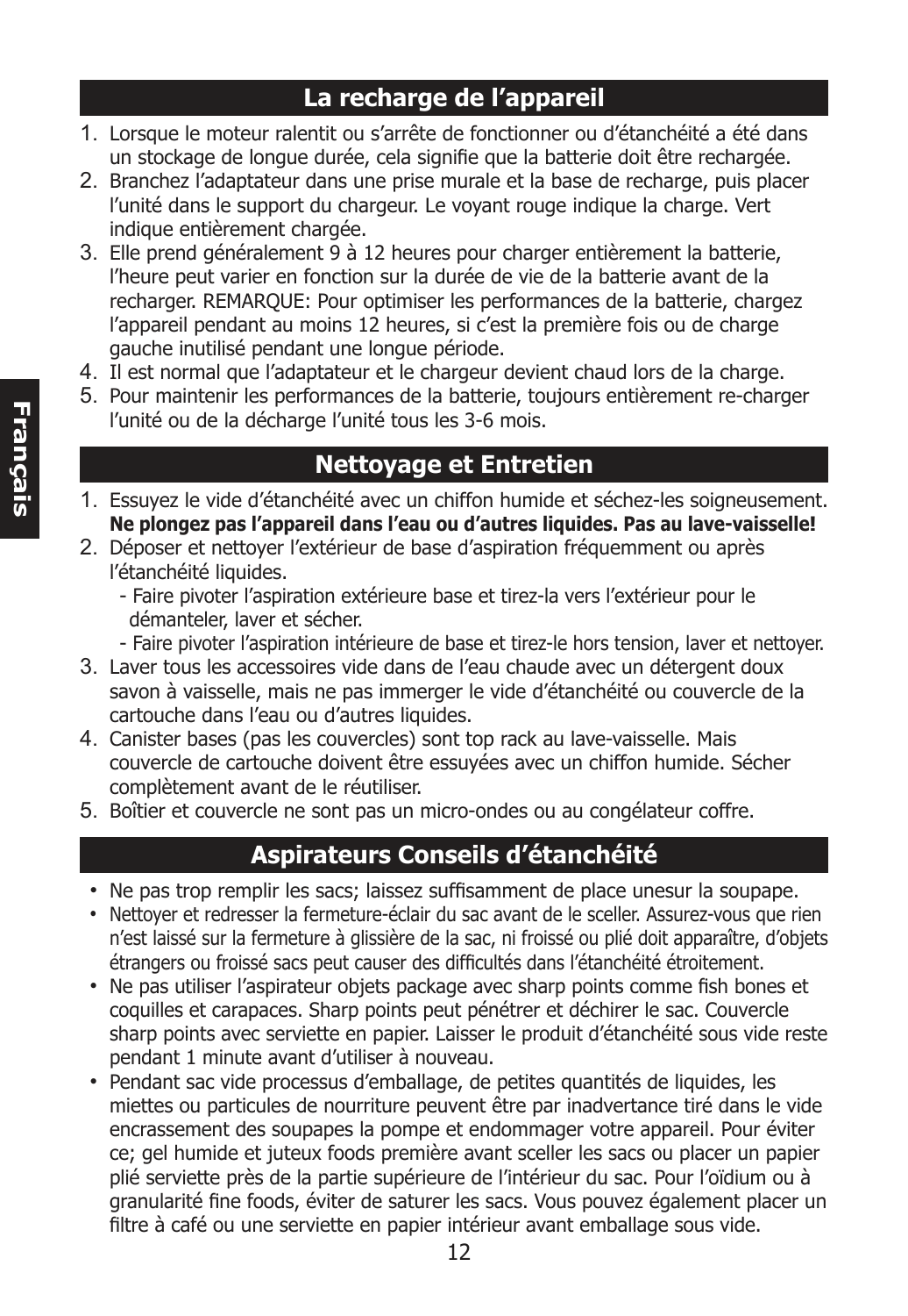## La recharge de l'appareil

1. Lorsque le moteur ralentit ou s'arrête de fonctionner ou d'étanchéité a été dans un stockage de longue durée, cela signifie que la batterie doit être rechargée.
2. Branchez l'adaptateur dans une prise murale et la base de recharge, puis placer l'unité dans le support du chargeur. Le voyant rouge indique la charge. Vert indique entièrement chargée.
3. Elle prend généralement 9 à 12 heures pour charger entièrement la batterie, l'heure peut varier en fonction sur la durée de vie de la batterie avant de la recharger. REMARQUE: Pour optimiser les performances de la batterie, chargez l'appareil pendant au moins 12 heures, si c'est la première fois ou de charge gauche inutilisé pendant une longue période.
4. Il est normal que l'adaptateur et le chargeur devient chaud lors de la charge.
5. Pour maintenir les performances de la batterie, toujours entièrement re-charger l'unité ou de la décharge l'unité tous les 3-6 mois.

## Nettoyage et Entretien

1. Essuyez le vide d'étanchéité avec un chiffon humide et séchez-les soigneusement. **Ne plongez pas l'appareil dans l'eau ou d'autres liquides. Pas au lave-vaisselle!**
2. Déposer et nettoyer l'extérieur de base d'aspiration fréquemment ou après l'étanchéité liquides.
   - Faire pivoter l'aspiration extérieure base et tirez-la vers l'extérieur pour le démanteler, laver et sécher.
   - Faire pivoter l'aspiration intérieure de base et tirez-le hors tension, laver et nettoyer.
3. Laver tous les accessoires vide dans de l'eau chaude avec un détergent doux savon à vaisselle, mais ne pas immerger le vide d'étanchéité ou couvercle de la cartouche dans l'eau ou d'autres liquides.
4. Canister bases (pas les couvercles) sont top rack au lave-vaisselle. Mais couvercle de cartouche doivent être essuyées avec un chiffon humide. Sécher complètement avant de le réutiliser.
5. Boîtier et couvercle ne sont pas un micro-ondes ou au congélateur coffre.

## Aspirateurs Conseils d'étanchéité

- Ne pas trop remplir les sacs; laissez suffisamment de place unesur la soupape.
- Nettoyer et redresser la fermeture-éclair du sac avant de le sceller. Assurez-vous que rien n'est laissé sur la fermeture à glissière de la sac, ni froissé ou plié doit apparaître, d'objets étrangers ou froissé sacs peut causer des difficultés dans l'étanchéité étroitement.
- Ne pas utiliser l'aspirateur objets package avec sharp points comme fish bones et coquilles et carapaces. Sharp points peut pénétrer et déchirer le sac. Couvercle sharp points avec serviette en papier. Laisser le produit d'étanchéité sous vide reste pendant 1 minute avant d'utiliser à nouveau.
- Pendant sac vide processus d'emballage, de petites quantités de liquides, les miettes ou particules de nourriture peuvent être par inadvertance tiré dans le vide encrassement des soupapes la pompe et endommager votre appareil. Pour éviter ce; gel humide et juteux foods première avant sceller les sacs ou placer un papier plié serviette près de la partie supérieure de l'intérieur du sac. Pour l'oïdium ou à granularité fine foods, éviter de saturer les sacs. Vous pouvez également placer un filtre à café ou une serviette en papier intérieur avant emballage sous vide.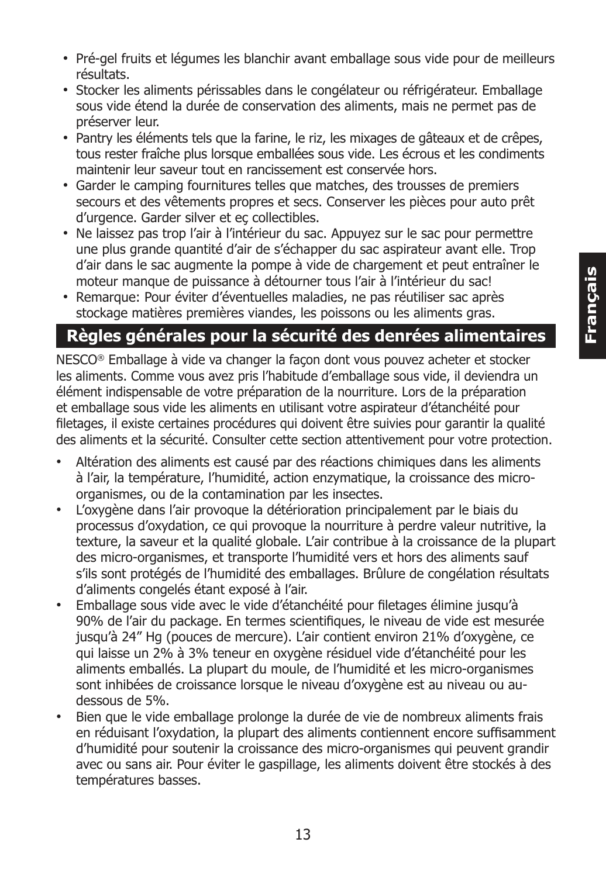- Pré-gel fruits et légumes les blanchir avant emballage sous vide pour de meilleurs résultats.
- Stocker les aliments périssables dans le congélateur ou réfrigérateur. Emballage sous vide étend la durée de conservation des aliments, mais ne permet pas de préserver leur.
- Pantry les éléments tels que la farine, le riz, les mixages de gâteaux et de crêpes, tous rester fraîche plus lorsque emballées sous vide. Les écrous et les condiments maintenir leur saveur tout en rancissement est conservée hors.
- Garder le camping fournitures telles que matches, des trousses de premiers secours et des vêtements propres et secs. Conserver les pièces pour auto prêt d'urgence. Garder silver et eç collectibles.
- Ne laissez pas trop l'air à l'intérieur du sac. Appuyez sur le sac pour permettre une plus grande quantité d'air de s'échapper du sac aspirateur avant elle. Trop d'air dans le sac augmente la pompe à vide de chargement et peut entraîner le moteur manque de puissance à détourner tous l'air à l'intérieur du sac!
- Remarque: Pour éviter d'éventuelles maladies, ne pas réutiliser sac après stockage matières premières viandes, les poissons ou les aliments gras.

## Règles générales pour la sécurité des denrées alimentaires

NESCO® Emballage à vide va changer la façon dont vous pouvez acheter et stocker les aliments. Comme vous avez pris l'habitude d'emballage sous vide, il deviendra un élément indispensable de votre préparation de la nourriture. Lors de la préparation et emballage sous vide les aliments en utilisant votre aspirateur d'étanchéité pour filetages, il existe certaines procédures qui doivent être suivies pour garantir la qualité des aliments et la sécurité. Consulter cette section attentivement pour votre protection.

- Altération des aliments est causé par des réactions chimiques dans les aliments à l'air, la température, l'humidité, action enzymatique, la croissance des micro-organismes, ou de la contamination par les insectes.
- L'oxygène dans l'air provoque la détérioration principalement par le biais du processus d'oxydation, ce qui provoque la nourriture à perdre valeur nutritive, la texture, la saveur et la qualité globale. L'air contribue à la croissance de la plupart des micro-organismes, et transporte l'humidité vers et hors des aliments sauf s'ils sont protégés de l'humidité des emballages. Brûlure de congélation résultats d'aliments congelés étant exposé à l'air.
- Emballage sous vide avec le vide d'étanchéité pour filetages élimine jusqu'à 90% de l'air du package. En termes scientifiques, le niveau de vide est mesurée jusqu'à 24" Hg (pouces de mercure). L'air contient environ 21% d'oxygène, ce qui laisse un 2% à 3% teneur en oxygène résiduel vide d'étanchéité pour les aliments emballés. La plupart du moule, de l'humidité et les micro-organismes sont inhibées de croissance lorsque le niveau d'oxygène est au niveau ou au-dessous de 5%.
- Bien que le vide emballage prolonge la durée de vie de nombreux aliments frais en réduisant l'oxydation, la plupart des aliments contiennent encore suffisamment d'humidité pour soutenir la croissance des micro-organismes qui peuvent grandir avec ou sans air. Pour éviter le gaspillage, les aliments doivent être stockés à des températures basses.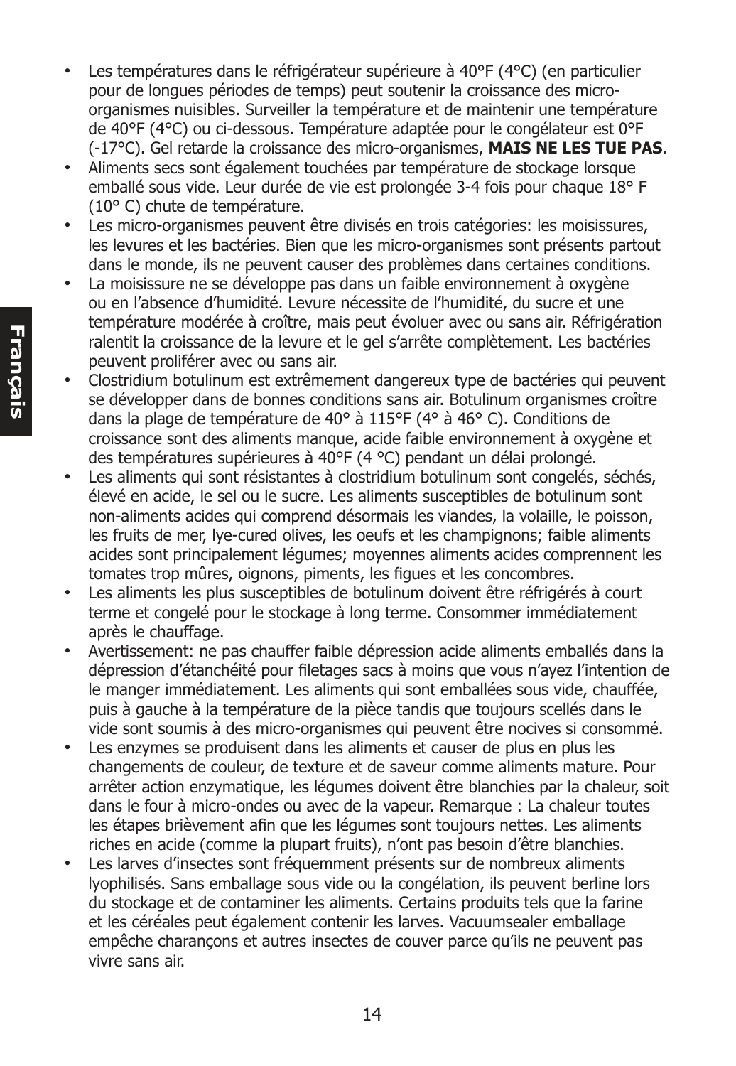- Les températures dans le réfrigérateur supérieure à 40°F (4°C) (en particulier pour de longues périodes de temps) peut soutenir la croissance des micro-organismes nuisibles. Surveiller la température et de maintenir une température de 40°F (4°C) ou ci-dessous. Température adaptée pour le congélateur est 0°F (-17°C). Gel retarde la croissance des micro-organismes, **MAIS NE LES TUE PAS**.
- Aliments secs sont également touchées par température de stockage lorsque emballé sous vide. Leur durée de vie est prolongée 3-4 fois pour chaque 18° F (10° C) chute de température.
- Les micro-organismes peuvent être divisés en trois catégories: les moisissures, les levures et les bactéries. Bien que les micro-organismes sont présents partout dans le monde, ils ne peuvent causer des problèmes dans certaines conditions.
- La moisissure ne se développe pas dans un faible environnement à oxygène ou en l'absence d'humidité. Levure nécessite de l'humidité, du sucre et une température modérée à croître, mais peut évoluer avec ou sans air. Réfrigération ralentit la croissance de la levure et le gel s'arrête complètement. Les bactéries peuvent proliférer avec ou sans air.
- Clostridium botulinum est extrêmement dangereux type de bactéries qui peuvent se développer dans de bonnes conditions sans air. Botulinum organismes croître dans la plage de température de 40° à 115°F (4° à 46° C). Conditions de croissance sont des aliments manque, acide faible environnement à oxygène et des températures supérieures à 40°F (4 °C) pendant un délai prolongé.
- Les aliments qui sont résistantes à clostridium botulinum sont congelés, séchés, élevé en acide, le sel ou le sucre. Les aliments susceptibles de botulinum sont non-aliments acides qui comprend désormais les viandes, la volaille, le poisson, les fruits de mer, lye-cured olives, les oeufs et les champignons; faible aliments acides sont principalement légumes; moyennes aliments acides comprennent les tomates trop mûres, oignons, piments, les figues et les concombres.
- Les aliments les plus susceptibles de botulinum doivent être réfrigérés à court terme et congelé pour le stockage à long terme. Consommer immédiatement après le chauffage.
- Avertissement: ne pas chauffer faible dépression acide aliments emballés dans la dépression d'étanchéité pour filetages sacs à moins que vous n'ayez l'intention de le manger immédiatement. Les aliments qui sont emballées sous vide, chauffée, puis à gauche à la température de la pièce tandis que toujours scellés dans le vide sont soumis à des micro-organismes qui peuvent être nocives si consommé.
- Les enzymes se produisent dans les aliments et causer de plus en plus les changements de couleur, de texture et de saveur comme aliments mature. Pour arrêter action enzymatique, les légumes doivent être blanchies par la chaleur, soit dans le four à micro-ondes ou avec de la vapeur. Remarque : La chaleur toutes les étapes brièvement afin que les légumes sont toujours nettes. Les aliments riches en acide (comme la plupart fruits), n'ont pas besoin d'être blanchies.
- Les larves d'insectes sont fréquemment présents sur de nombreux aliments lyophilisés. Sans emballage sous vide ou la congélation, ils peuvent berline lors du stockage et de contaminer les aliments. Certains produits tels que la farine et les céréales peut également contenir les larves. Vacuumsealer emballage empêche charançons et autres insectes de couver parce qu'ils ne peuvent pas vivre sans air.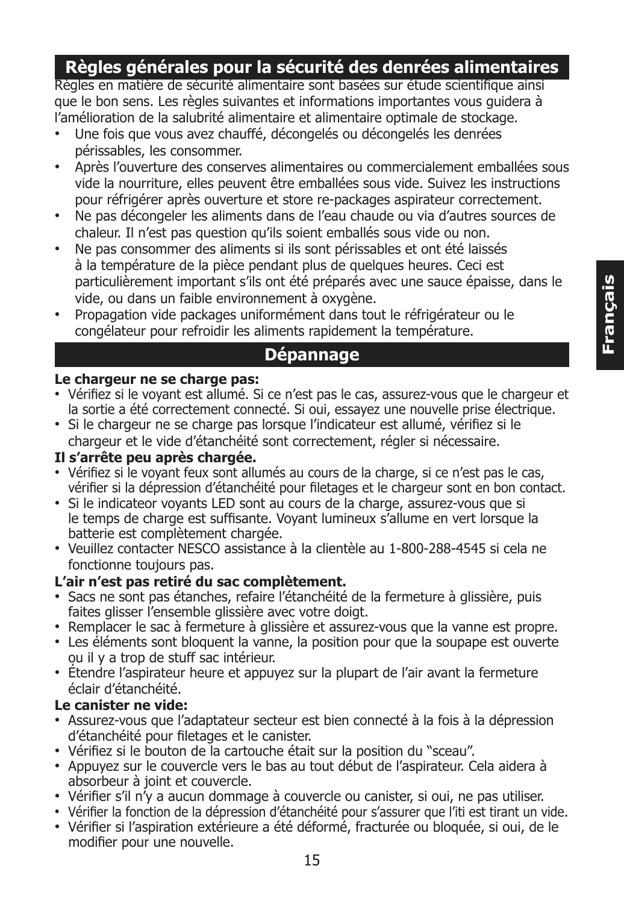## Règles générales pour la sécurité des denrées alimentaires

Règles en matière de sécurité alimentaire sont basées sur étude scientifique ainsi que le bon sens. Les règles suivantes et informations importantes vous guidera à l'amélioration de la salubrité alimentaire et alimentaire optimale de stockage.

- Une fois que vous avez chauffé, décongelés ou décongelés les denrées périssables, les consommer.
- Après l'ouverture des conserves alimentaires ou commercialement emballées sous vide la nourriture, elles peuvent être emballées sous vide. Suivez les instructions pour réfrigérer après ouverture et store re-packages aspirateur correctement.
- Ne pas décongeler les aliments dans de l'eau chaude ou via d'autres sources de chaleur. Il n'est pas question qu'ils soient emballés sous vide ou non.
- Ne pas consommer des aliments si ils sont périssables et ont été laissés à la température de la pièce pendant plus de quelques heures. Ceci est particulièrement important s'ils ont été préparés avec une sauce épaisse, dans le vide, ou dans un faible environnement à oxygène.
- Propagation vide packages uniformément dans tout le réfrigérateur ou le congélateur pour refroidir les aliments rapidement la température.

## Dépannage

**Le chargeur ne se charge pas:**

- Vérifiez si le voyant est allumé. Si ce n'est pas le cas, assurez-vous que le chargeur et la sortie a été correctement connecté. Si oui, essayez une nouvelle prise électrique.
- Si le chargeur ne se charge pas lorsque l'indicateur est allumé, vérifiez si le chargeur et le vide d'étanchéité sont correctement, régler si nécessaire.

**Il s'arrête peu après chargée.**

- Vérifiez si le voyant feux sont allumés au cours de la charge, si ce n'est pas le cas, vérifier si la dépression d'étanchéité pour filetages et le chargeur sont en bon contact.
- Si le indicateor voyants LED sont au cours de la charge, assurez-vous que si le temps de charge est suffisante. Voyant lumineux s'allume en vert lorsque la batterie est complètement chargée.
- Veuillez contacter NESCO assistance à la clientèle au 1-800-288-4545 si cela ne fonctionne toujours pas.

**L'air n'est pas retiré du sac complètement.**

- Sacs ne sont pas étanches, refaire l'étanchéité de la fermeture à glissière, puis faites glisser l'ensemble glissière avec votre doigt.
- Remplacer le sac à fermeture à glissière et assurez-vous que la vanne est propre.
- Les éléments sont bloquent la vanne, la position pour que la soupape est ouverte ou il y a trop de stuff sac intérieur.
- Étendre l'aspirateur heure et appuyez sur la plupart de l'air avant la fermeture éclair d'étanchéité.

**Le canister ne vide:**

- Assurez-vous que l'adaptateur secteur est bien connecté à la fois à la dépression d'étanchéité pour filetages et le canister.
- Vérifiez si le bouton de la cartouche était sur la position du "sceau".
- Appuyez sur le couvercle vers le bas au tout début de l'aspirateur. Cela aidera à absorbeur à joint et couvercle.
- Vérifier s'il n'y a aucun dommage à couvercle ou canister, si oui, ne pas utiliser.
- Vérifier la fonction de la dépression d'étanchéité pour s'assurer que l'iti est tirant un vide.
- Vérifier si l'aspiration extérieure a été déformé, fracturée ou bloquée, si oui, de le modifier pour une nouvelle.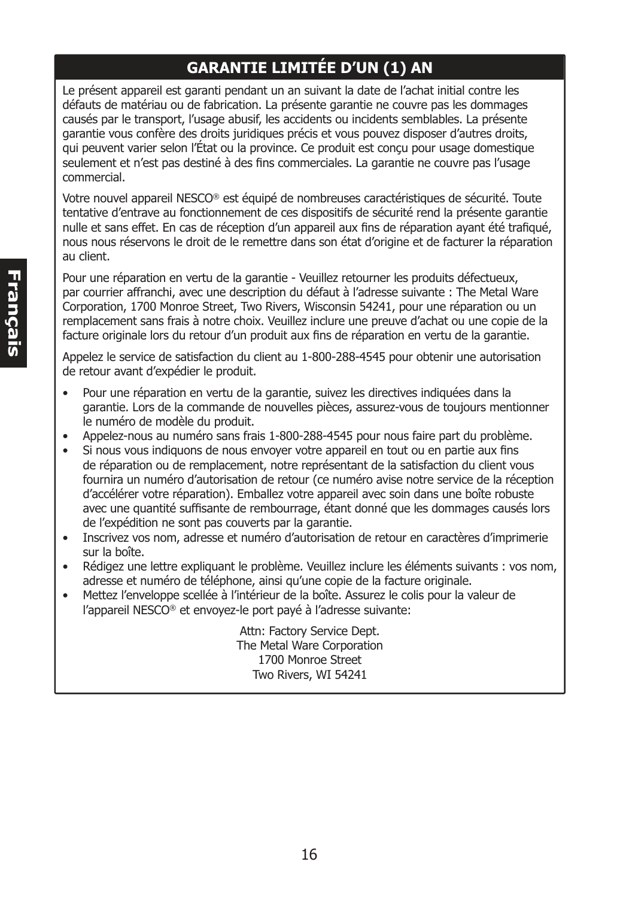## GARANTIE LIMITÉE D'UN (1) AN

Le présent appareil est garanti pendant un an suivant la date de l'achat initial contre les défauts de matériau ou de fabrication. La présente garantie ne couvre pas les dommages causés par le transport, l'usage abusif, les accidents ou incidents semblables. La présente garantie vous confère des droits juridiques précis et vous pouvez disposer d'autres droits, qui peuvent varier selon l'État ou la province. Ce produit est conçu pour usage domestique seulement et n'est pas destiné à des fins commerciales. La garantie ne couvre pas l'usage commercial.

Votre nouvel appareil NESCO® est équipé de nombreuses caractéristiques de sécurité. Toute tentative d'entrave au fonctionnement de ces dispositifs de sécurité rend la présente garantie nulle et sans effet. En cas de réception d'un appareil aux fins de réparation ayant été trafiqué, nous nous réservons le droit de le remettre dans son état d'origine et de facturer la réparation au client.

Pour une réparation en vertu de la garantie - Veuillez retourner les produits défectueux, par courrier affranchi, avec une description du défaut à l'adresse suivante : The Metal Ware Corporation, 1700 Monroe Street, Two Rivers, Wisconsin 54241, pour une réparation ou un remplacement sans frais à notre choix. Veuillez inclure une preuve d'achat ou une copie de la facture originale lors du retour d'un produit aux fins de réparation en vertu de la garantie.

Appelez le service de satisfaction du client au 1-800-288-4545 pour obtenir une autorisation de retour avant d'expédier le produit.

- Pour une réparation en vertu de la garantie, suivez les directives indiquées dans la garantie. Lors de la commande de nouvelles pièces, assurez-vous de toujours mentionner le numéro de modèle du produit.
- Appelez-nous au numéro sans frais 1-800-288-4545 pour nous faire part du problème.
- Si nous vous indiquons de nous envoyer votre appareil en tout ou en partie aux fins de réparation ou de remplacement, notre représentant de la satisfaction du client vous fournira un numéro d'autorisation de retour (ce numéro avise notre service de la réception d'accélérer votre réparation). Emballez votre appareil avec soin dans une boîte robuste avec une quantité suffisante de rembourrage, étant donné que les dommages causés lors de l'expédition ne sont pas couverts par la garantie.
- Inscrivez vos nom, adresse et numéro d'autorisation de retour en caractères d'imprimerie sur la boîte.
- Rédigez une lettre expliquant le problème. Veuillez inclure les éléments suivants : vos nom, adresse et numéro de téléphone, ainsi qu'une copie de la facture originale.
- Mettez l'enveloppe scellée à l'intérieur de la boîte. Assurez le colis pour la valeur de l'appareil NESCO® et envoyez-le port payé à l'adresse suivante:

Attn: Factory Service Dept.
The Metal Ware Corporation
1700 Monroe Street
Two Rivers, WI 54241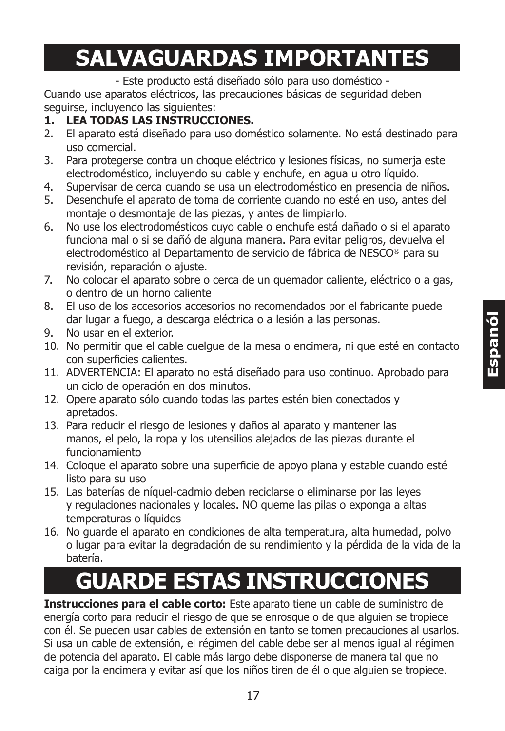# SALVAGUARDAS IMPORTANTES

- Este producto está diseñado sólo para uso doméstico -

Cuando use aparatos eléctricos, las precauciones básicas de seguridad deben seguirse, incluyendo las siguientes:

1. **LEA TODAS LAS INSTRUCCIONES.**
2. El aparato está diseñado para uso doméstico solamente. No está destinado para uso comercial.
3. Para protegerse contra un choque eléctrico y lesiones físicas, no sumerja este electrodoméstico, incluyendo su cable y enchufe, en agua u otro líquido.
4. Supervisar de cerca cuando se usa un electrodoméstico en presencia de niños.
5. Desenchufe el aparato de toma de corriente cuando no esté en uso, antes del montaje o desmontaje de las piezas, y antes de limpiarlo.
6. No use los electrodomésticos cuyo cable o enchufe está dañado o si el aparato funciona mal o si se dañó de alguna manera. Para evitar peligros, devuelva el electrodoméstico al Departamento de servicio de fábrica de NESCO® para su revisión, reparación o ajuste.
7. No colocar el aparato sobre o cerca de un quemador caliente, eléctrico o a gas, o dentro de un horno caliente
8. El uso de los accesorios accesorios no recomendados por el fabricante puede dar lugar a fuego, a descarga eléctrica o a lesión a las personas.
9. No usar en el exterior.
10. No permitir que el cable cuelgue de la mesa o encimera, ni que esté en contacto con superficies calientes.
11. ADVERTENCIA: El aparato no está diseñado para uso continuo. Aprobado para un ciclo de operación en dos minutos.
12. Opere aparato sólo cuando todas las partes estén bien conectados y apretados.
13. Para reducir el riesgo de lesiones y daños al aparato y mantener las manos, el pelo, la ropa y los utensilios alejados de las piezas durante el funcionamiento
14. Coloque el aparato sobre una superficie de apoyo plana y estable cuando esté listo para su uso
15. Las baterías de níquel-cadmio deben reciclarse o eliminarse por las leyes y regulaciones nacionales y locales. NO queme las pilas o exponga a altas temperaturas o líquidos
16. No guarde el aparato en condiciones de alta temperatura, alta humedad, polvo o lugar para evitar la degradación de su rendimiento y la pérdida de la vida de la batería.

# GUARDE ESTAS INSTRUCCIONES

**Instrucciones para el cable corto:** Este aparato tiene un cable de suministro de energía corto para reducir el riesgo de que se enrosque o de que alguien se tropiece con él. Se pueden usar cables de extensión en tanto se tomen precauciones al usarlos. Si usa un cable de extensión, el régimen del cable debe ser al menos igual al régimen de potencia del aparato. El cable más largo debe disponerse de manera tal que no caiga por la encimera y evitar así que los niños tiren de él o que alguien se tropiece.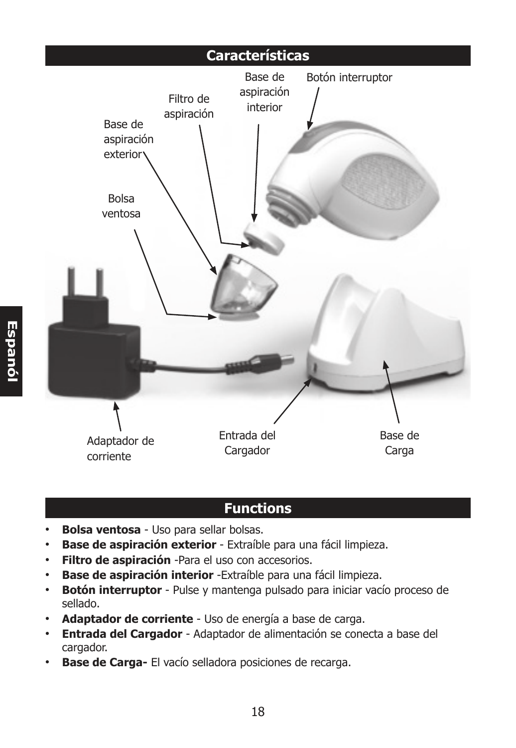## Características

Base de aspiración exterior

Filtro de aspiración

Base de aspiración interior

Botón interruptor

Bolsa ventosa

Adaptador de corriente

Entrada del Cargador

Base de Carga

## Functions

- **Bolsa ventosa** - Uso para sellar bolsas.
- **Base de aspiración exterior** - Extraíble para una fácil limpieza.
- **Filtro de aspiración** -Para el uso con accesorios.
- **Base de aspiración interior** -Extraíble para una fácil limpieza.
- **Botón interruptor** - Pulse y mantenga pulsado para iniciar vacío proceso de sellado.
- **Adaptador de corriente** - Uso de energía a base de carga.
- **Entrada del Cargador** - Adaptador de alimentación se conecta a base del cargador.
- **Base de Carga-** El vacío selladora posiciones de recarga.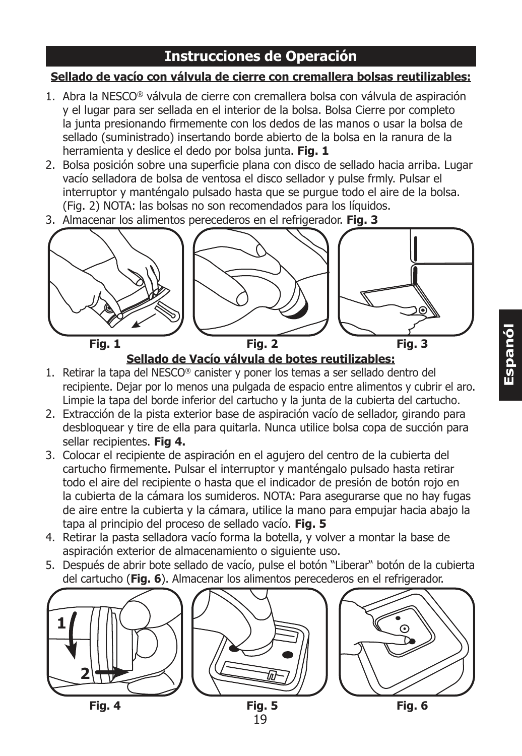# Instrucciones de Operación

**Sellado de vacío con válvula de cierre con cremallera bolsas reutilizables:**

1. Abra la NESCO® válvula de cierre con cremallera bolsa con válvula de aspiración y el lugar para ser sellada en el interior de la bolsa. Bolsa Cierre por completo la junta presionando firmemente con los dedos de las manos o usar la bolsa de sellado (suministrado) insertando borde abierto de la bolsa en la ranura de la herramienta y deslice el dedo por bolsa junta. **Fig. 1**
2. Bolsa posición sobre una superficie plana con disco de sellado hacia arriba. Lugar vacío selladora de bolsa de ventosa el disco sellador y pulse frmly. Pulsar el interruptor y manténgalo pulsado hasta que se purgue todo el aire de la bolsa. (Fig. 2) NOTA: las bolsas no son recomendados para los líquidos.
3. Almacenar los alimentos perecederos en el refrigerador. **Fig. 3**

**Fig. 1** **Fig. 2** **Fig. 3**

**Sellado de Vacío válvula de botes reutilizables:**

1. Retirar la tapa del NESCO® canister y poner los temas a ser sellado dentro del recipiente. Dejar por lo menos una pulgada de espacio entre alimentos y cubrir el aro. Limpie la tapa del borde inferior del cartucho y la junta de la cubierta del cartucho.
2. Extracción de la pista exterior base de aspiración vacío de sellador, girando para desbloquear y tire de ella para quitarla. Nunca utilice bolsa copa de succión para sellar recipientes. **Fig 4.**
3. Colocar el recipiente de aspiración en el agujero del centro de la cubierta del cartucho firmemente. Pulsar el interruptor y manténgalo pulsado hasta retirar todo el aire del recipiente o hasta que el indicador de presión de botón rojo en la cubierta de la cámara los sumideros. NOTA: Para asegurarse que no hay fugas de aire entre la cubierta y la cámara, utilice la mano para empujar hacia abajo la tapa al principio del proceso de sellado vacío. **Fig. 5**
4. Retirar la pasta selladora vacío forma la botella, y volver a montar la base de aspiración exterior de almacenamiento o siguiente uso.
5. Después de abrir bote sellado de vacío, pulse el botón "Liberar" botón de la cubierta del cartucho (**Fig. 6**). Almacenar los alimentos perecederos en el refrigerador.

**Fig. 4** **Fig. 5** **Fig. 6**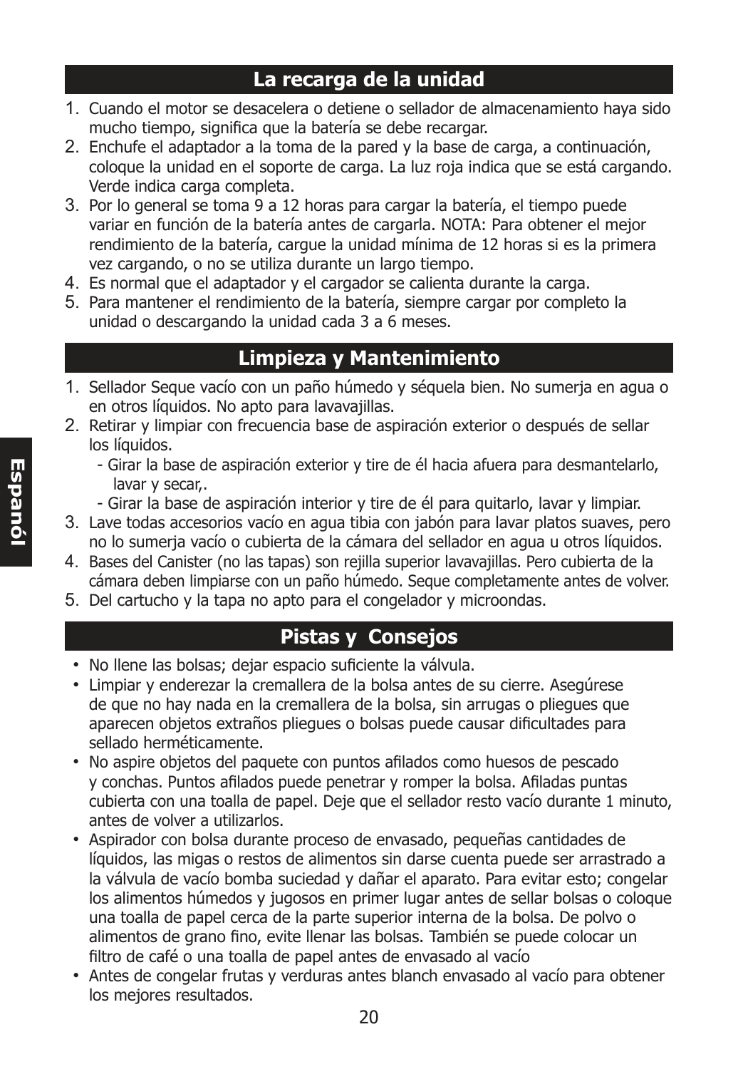## La recarga de la unidad

1. Cuando el motor se desacelera o detiene o sellador de almacenamiento haya sido mucho tiempo, significa que la batería se debe recargar.
2. Enchufe el adaptador a la toma de la pared y la base de carga, a continuación, coloque la unidad en el soporte de carga. La luz roja indica que se está cargando. Verde indica carga completa.
3. Por lo general se toma 9 a 12 horas para cargar la batería, el tiempo puede variar en función de la batería antes de cargarla. NOTA: Para obtener el mejor rendimiento de la batería, cargue la unidad mínima de 12 horas si es la primera vez cargando, o no se utiliza durante un largo tiempo.
4. Es normal que el adaptador y el cargador se calienta durante la carga.
5. Para mantener el rendimiento de la batería, siempre cargar por completo la unidad o descargando la unidad cada 3 a 6 meses.

## Limpieza y Mantenimiento

1. Sellador Seque vacío con un paño húmedo y séquela bien. No sumerja en agua o en otros líquidos. No apto para lavavajillas.
2. Retirar y limpiar con frecuencia base de aspiración exterior o después de sellar los líquidos.
   - Girar la base de aspiración exterior y tire de él hacia afuera para desmantelarlo, lavar y secar,.
   - Girar la base de aspiración interior y tire de él para quitarlo, lavar y limpiar.
3. Lave todas accesorios vacío en agua tibia con jabón para lavar platos suaves, pero no lo sumerja vacío o cubierta de la cámara del sellador en agua u otros líquidos.
4. Bases del Canister (no las tapas) son rejilla superior lavavajillas. Pero cubierta de la cámara deben limpiarse con un paño húmedo. Seque completamente antes de volver.
5. Del cartucho y la tapa no apto para el congelador y microondas.

## Pistas y Consejos

- No llene las bolsas; dejar espacio suficiente la válvula.
- Limpiar y enderezar la cremallera de la bolsa antes de su cierre. Asegúrese de que no hay nada en la cremallera de la bolsa, sin arrugas o pliegues que aparecen objetos extraños pliegues o bolsas puede causar dificultades para sellado herméticamente.
- No aspire objetos del paquete con puntos afilados como huesos de pescado y conchas. Puntos afilados puede penetrar y romper la bolsa. Afiladas puntas cubierta con una toalla de papel. Deje que el sellador resto vacío durante 1 minuto, antes de volver a utilizarlos.
- Aspirador con bolsa durante proceso de envasado, pequeñas cantidades de líquidos, las migas o restos de alimentos sin darse cuenta puede ser arrastrado a la válvula de vacío bomba suciedad y dañar el aparato. Para evitar esto; congelar los alimentos húmedos y jugosos en primer lugar antes de sellar bolsas o coloque una toalla de papel cerca de la parte superior interna de la bolsa. De polvo o alimentos de grano fino, evite llenar las bolsas. También se puede colocar un filtro de café o una toalla de papel antes de envasado al vacío
- Antes de congelar frutas y verduras antes blanch envasado al vacío para obtener los mejores resultados.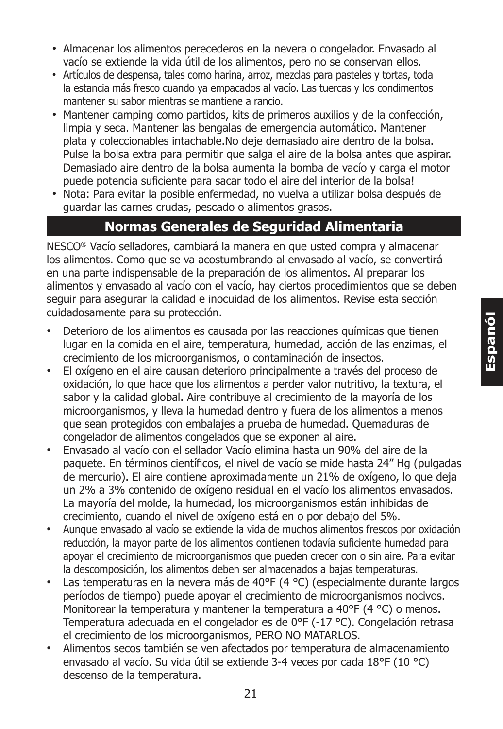- Almacenar los alimentos perecederos en la nevera o congelador. Envasado al vacío se extiende la vida útil de los alimentos, pero no se conservan ellos.
- Artículos de despensa, tales como harina, arroz, mezclas para pasteles y tortas, toda la estancia más fresco cuando ya empacados al vacío. Las tuercas y los condimentos mantener su sabor mientras se mantiene a rancio.
- Mantener camping como partidos, kits de primeros auxilios y de la confección, limpia y seca. Mantener las bengalas de emergencia automático. Mantener plata y coleccionables intachable.No deje demasiado aire dentro de la bolsa. Pulse la bolsa extra para permitir que salga el aire de la bolsa antes que aspirar. Demasiado aire dentro de la bolsa aumenta la bomba de vacío y carga el motor puede potencia suficiente para sacar todo el aire del interior de la bolsa!
- Nota: Para evitar la posible enfermedad, no vuelva a utilizar bolsa después de guardar las carnes crudas, pescado o alimentos grasos.

## Normas Generales de Seguridad Alimentaria

NESCO® Vacío selladores, cambiará la manera en que usted compra y almacenar los alimentos. Como que se va acostumbrando al envasado al vacío, se convertirá en una parte indispensable de la preparación de los alimentos. Al preparar los alimentos y envasado al vacío con el vacío, hay ciertos procedimientos que se deben seguir para asegurar la calidad e inocuidad de los alimentos. Revise esta sección cuidadosamente para su protección.

- Deterioro de los alimentos es causada por las reacciones químicas que tienen lugar en la comida en el aire, temperatura, humedad, acción de las enzimas, el crecimiento de los microorganismos, o contaminación de insectos.
- El oxígeno en el aire causan deterioro principalmente a través del proceso de oxidación, lo que hace que los alimentos a perder valor nutritivo, la textura, el sabor y la calidad global. Aire contribuye al crecimiento de la mayoría de los microorganismos, y lleva la humedad dentro y fuera de los alimentos a menos que sean protegidos con embalajes a prueba de humedad. Quemaduras de congelador de alimentos congelados que se exponen al aire.
- Envasado al vacío con el sellador Vacío elimina hasta un 90% del aire de la paquete. En términos científicos, el nivel de vacío se mide hasta 24" Hg (pulgadas de mercurio). El aire contiene aproximadamente un 21% de oxígeno, lo que deja un 2% a 3% contenido de oxígeno residual en el vacío los alimentos envasados. La mayoría del molde, la humedad, los microorganismos están inhibidas de crecimiento, cuando el nivel de oxígeno está en o por debajo del 5%.
- Aunque envasado al vacío se extiende la vida de muchos alimentos frescos por oxidación reducción, la mayor parte de los alimentos contienen todavía suficiente humedad para apoyar el crecimiento de microorganismos que pueden crecer con o sin aire. Para evitar la descomposición, los alimentos deben ser almacenados a bajas temperaturas.
- Las temperaturas en la nevera más de 40°F (4 °C) (especialmente durante largos períodos de tiempo) puede apoyar el crecimiento de microorganismos nocivos. Monitorear la temperatura y mantener la temperatura a 40°F (4 °C) o menos. Temperatura adecuada en el congelador es de 0°F (-17 °C). Congelación retrasa el crecimiento de los microorganismos, PERO NO MATARLOS.
- Alimentos secos también se ven afectados por temperatura de almacenamiento envasado al vacío. Su vida útil se extiende 3-4 veces por cada 18°F (10 °C) descenso de la temperatura.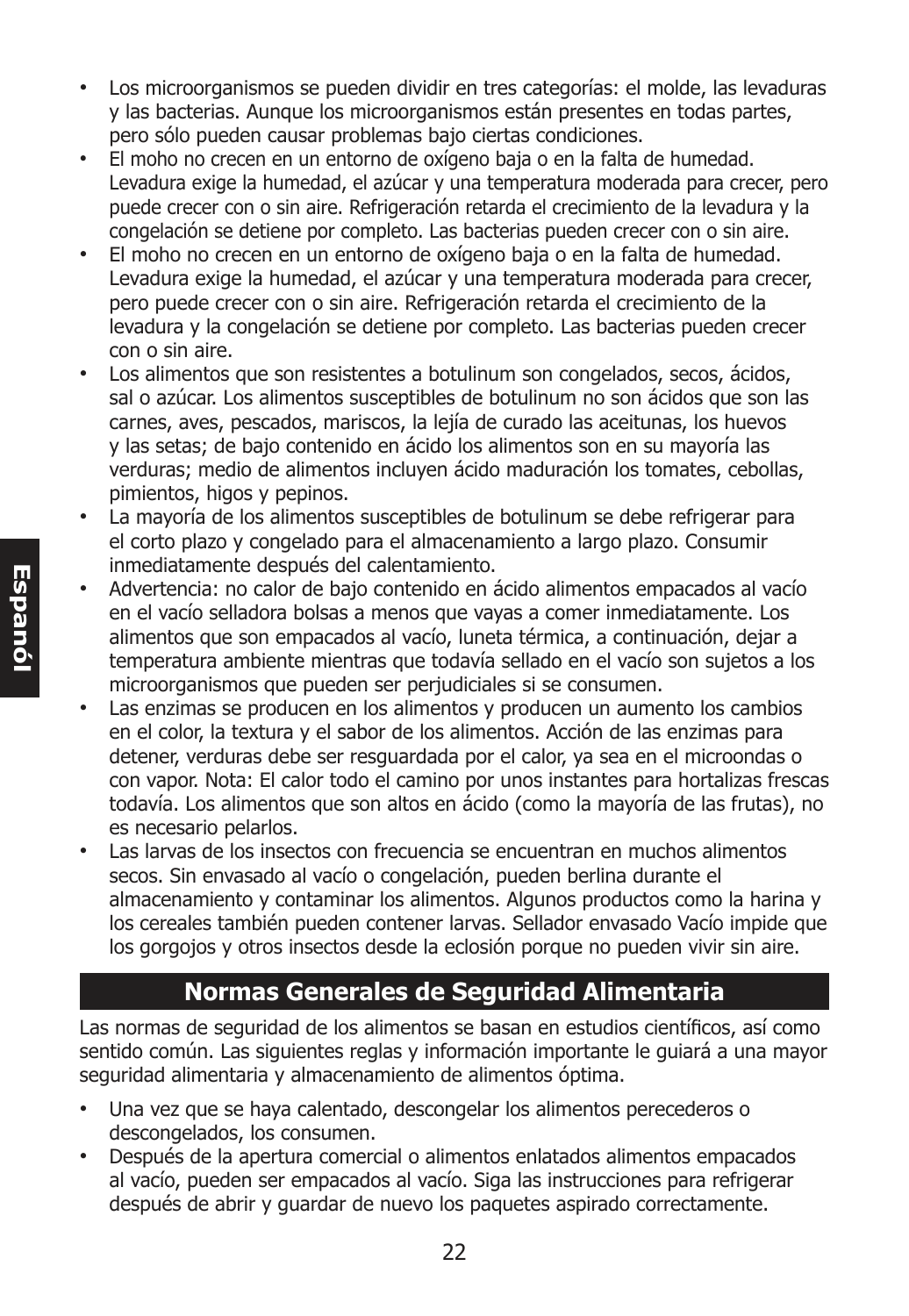- Los microorganismos se pueden dividir en tres categorías: el molde, las levaduras y las bacterias. Aunque los microorganismos están presentes en todas partes, pero sólo pueden causar problemas bajo ciertas condiciones.
- El moho no crecen en un entorno de oxígeno baja o en la falta de humedad. Levadura exige la humedad, el azúcar y una temperatura moderada para crecer, pero puede crecer con o sin aire. Refrigeración retarda el crecimiento de la levadura y la congelación se detiene por completo. Las bacterias pueden crecer con o sin aire.
- El moho no crecen en un entorno de oxígeno baja o en la falta de humedad. Levadura exige la humedad, el azúcar y una temperatura moderada para crecer, pero puede crecer con o sin aire. Refrigeración retarda el crecimiento de la levadura y la congelación se detiene por completo. Las bacterias pueden crecer con o sin aire.
- Los alimentos que son resistentes a botulinum son congelados, secos, ácidos, sal o azúcar. Los alimentos susceptibles de botulinum no son ácidos que son las carnes, aves, pescados, mariscos, la lejía de curado las aceitunas, los huevos y las setas; de bajo contenido en ácido los alimentos son en su mayoría las verduras; medio de alimentos incluyen ácido maduración los tomates, cebollas, pimientos, higos y pepinos.
- La mayoría de los alimentos susceptibles de botulinum se debe refrigerar para el corto plazo y congelado para el almacenamiento a largo plazo. Consumir inmediatamente después del calentamiento.
- Advertencia: no calor de bajo contenido en ácido alimentos empacados al vacío en el vacío selladora bolsas a menos que vayas a comer inmediatamente. Los alimentos que son empacados al vacío, luneta térmica, a continuación, dejar a temperatura ambiente mientras que todavía sellado en el vacío son sujetos a los microorganismos que pueden ser perjudiciales si se consumen.
- Las enzimas se producen en los alimentos y producen un aumento los cambios en el color, la textura y el sabor de los alimentos. Acción de las enzimas para detener, verduras debe ser resguardada por el calor, ya sea en el microondas o con vapor. Nota: El calor todo el camino por unos instantes para hortalizas frescas todavía. Los alimentos que son altos en ácido (como la mayoría de las frutas), no es necesario pelarlos.
- Las larvas de los insectos con frecuencia se encuentran en muchos alimentos secos. Sin envasado al vacío o congelación, pueden berlina durante el almacenamiento y contaminar los alimentos. Algunos productos como la harina y los cereales también pueden contener larvas. Sellador envasado Vacío impide que los gorgojos y otros insectos desde la eclosión porque no pueden vivir sin aire.

## Normas Generales de Seguridad Alimentaria

Las normas de seguridad de los alimentos se basan en estudios científicos, así como sentido común. Las siguientes reglas y información importante le guiará a una mayor seguridad alimentaria y almacenamiento de alimentos óptima.

- Una vez que se haya calentado, descongelar los alimentos perecederos o descongelados, los consumen.
- Después de la apertura comercial o alimentos enlatados alimentos empacados al vacío, pueden ser empacados al vacío. Siga las instrucciones para refrigerar después de abrir y guardar de nuevo los paquetes aspirado correctamente.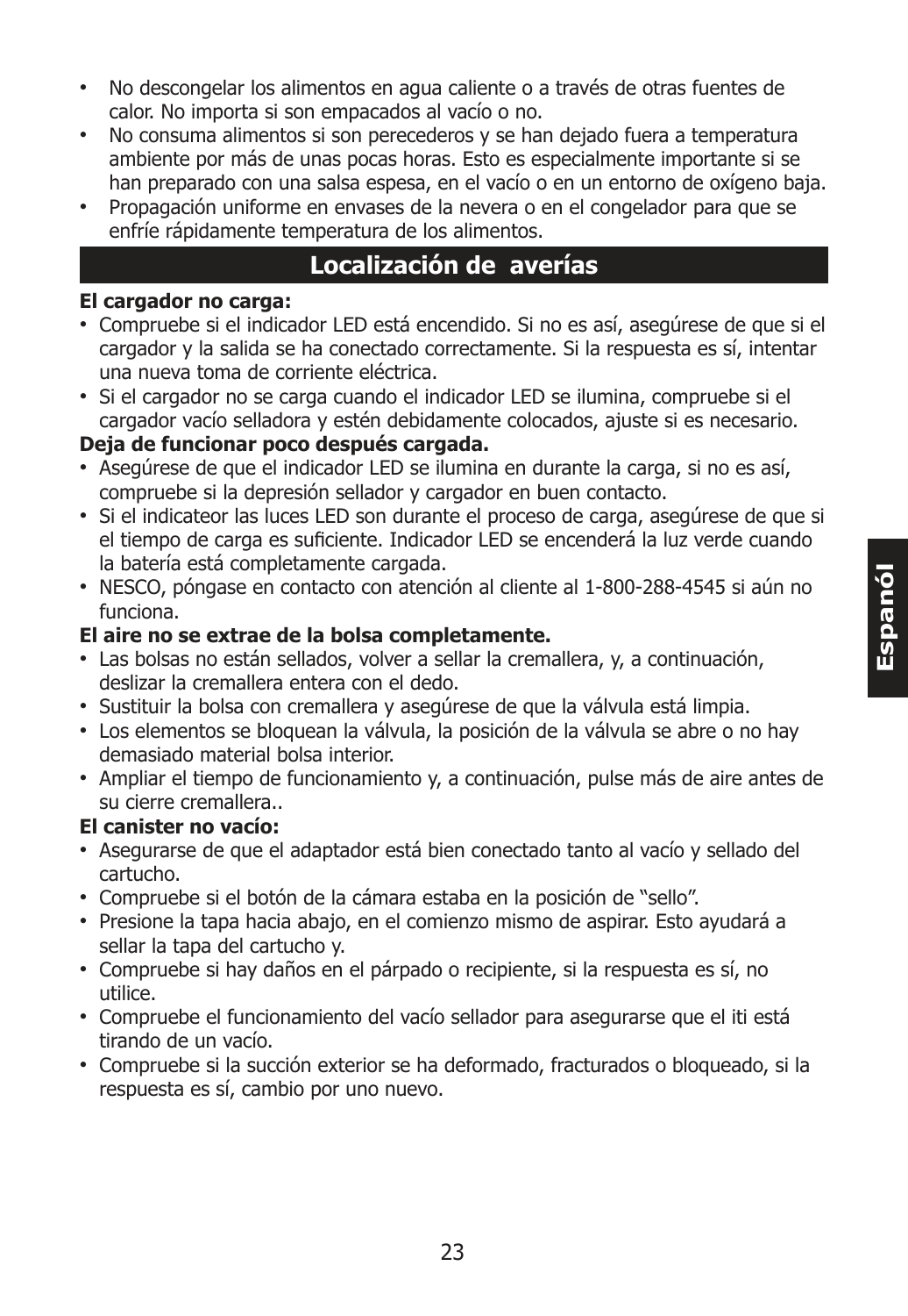- No descongelar los alimentos en agua caliente o a través de otras fuentes de calor. No importa si son empacados al vacío o no.
- No consuma alimentos si son perecederos y se han dejado fuera a temperatura ambiente por más de unas pocas horas. Esto es especialmente importante si se han preparado con una salsa espesa, en el vacío o en un entorno de oxígeno baja.
- Propagación uniforme en envases de la nevera o en el congelador para que se enfríe rápidamente temperatura de los alimentos.

## Localización de averías

**El cargador no carga:**

- Compruebe si el indicador LED está encendido. Si no es así, asegúrese de que si el cargador y la salida se ha conectado correctamente. Si la respuesta es sí, intentar una nueva toma de corriente eléctrica.
- Si el cargador no se carga cuando el indicador LED se ilumina, compruebe si el cargador vacío selladora y estén debidamente colocados, ajuste si es necesario.

**Deja de funcionar poco después cargada.**

- Asegúrese de que el indicador LED se ilumina en durante la carga, si no es así, compruebe si la depresión sellador y cargador en buen contacto.
- Si el indicateor las luces LED son durante el proceso de carga, asegúrese de que si el tiempo de carga es suficiente. Indicador LED se encenderá la luz verde cuando la batería está completamente cargada.
- NESCO, póngase en contacto con atención al cliente al 1-800-288-4545 si aún no funciona.

**El aire no se extrae de la bolsa completamente.**

- Las bolsas no están sellados, volver a sellar la cremallera, y, a continuación, deslizar la cremallera entera con el dedo.
- Sustituir la bolsa con cremallera y asegúrese de que la válvula está limpia.
- Los elementos se bloquean la válvula, la posición de la válvula se abre o no hay demasiado material bolsa interior.
- Ampliar el tiempo de funcionamiento y, a continuación, pulse más de aire antes de su cierre cremallera..

**El canister no vacío:**

- Asegurarse de que el adaptador está bien conectado tanto al vacío y sellado del cartucho.
- Compruebe si el botón de la cámara estaba en la posición de "sello".
- Presione la tapa hacia abajo, en el comienzo mismo de aspirar. Esto ayudará a sellar la tapa del cartucho y.
- Compruebe si hay daños en el párpado o recipiente, si la respuesta es sí, no utilice.
- Compruebe el funcionamiento del vacío sellador para asegurarse que el iti está tirando de un vacío.
- Compruebe si la succión exterior se ha deformado, fracturados o bloqueado, si la respuesta es sí, cambio por uno nuevo.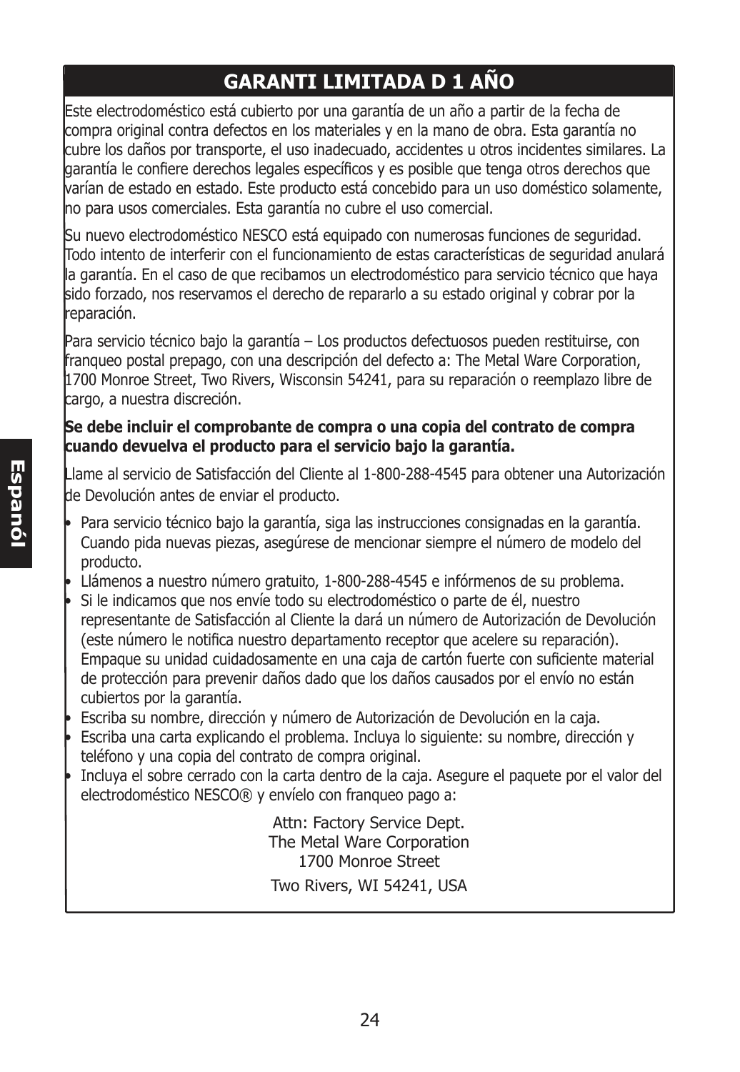## GARANTI LIMITADA D 1 AÑO

Este electrodoméstico está cubierto por una garantía de un año a partir de la fecha de compra original contra defectos en los materiales y en la mano de obra. Esta garantía no cubre los daños por transporte, el uso inadecuado, accidentes u otros incidentes similares. La garantía le confiere derechos legales específicos y es posible que tenga otros derechos que varían de estado en estado. Este producto está concebido para un uso doméstico solamente, no para usos comerciales. Esta garantía no cubre el uso comercial.

Su nuevo electrodoméstico NESCO está equipado con numerosas funciones de seguridad. Todo intento de interferir con el funcionamiento de estas características de seguridad anulará la garantía. En el caso de que recibamos un electrodoméstico para servicio técnico que haya sido forzado, nos reservamos el derecho de repararlo a su estado original y cobrar por la reparación.

Para servicio técnico bajo la garantía – Los productos defectuosos pueden restituirse, con franqueo postal prepago, con una descripción del defecto a: The Metal Ware Corporation, 1700 Monroe Street, Two Rivers, Wisconsin 54241, para su reparación o reemplazo libre de cargo, a nuestra discreción.

**Se debe incluir el comprobante de compra o una copia del contrato de compra cuando devuelva el producto para el servicio bajo la garantía.**

Llame al servicio de Satisfacción del Cliente al 1-800-288-4545 para obtener una Autorización de Devolución antes de enviar el producto.

- Para servicio técnico bajo la garantía, siga las instrucciones consignadas en la garantía. Cuando pida nuevas piezas, asegúrese de mencionar siempre el número de modelo del producto.
- Llámenos a nuestro número gratuito, 1-800-288-4545 e infórmenos de su problema.
- Si le indicamos que nos envíe todo su electrodoméstico o parte de él, nuestro representante de Satisfacción al Cliente la dará un número de Autorización de Devolución (este número le notifica nuestro departamento receptor que acelere su reparación). Empaque su unidad cuidadosamente en una caja de cartón fuerte con suficiente material de protección para prevenir daños dado que los daños causados por el envío no están cubiertos por la garantía.
- Escriba su nombre, dirección y número de Autorización de Devolución en la caja.
- Escriba una carta explicando el problema. Incluya lo siguiente: su nombre, dirección y teléfono y una copia del contrato de compra original.
- Incluya el sobre cerrado con la carta dentro de la caja. Asegure el paquete por el valor del electrodoméstico NESCO® y envíelo con franqueo pago a:

Attn: Factory Service Dept.
The Metal Ware Corporation
1700 Monroe Street
Two Rivers, WI 54241, USA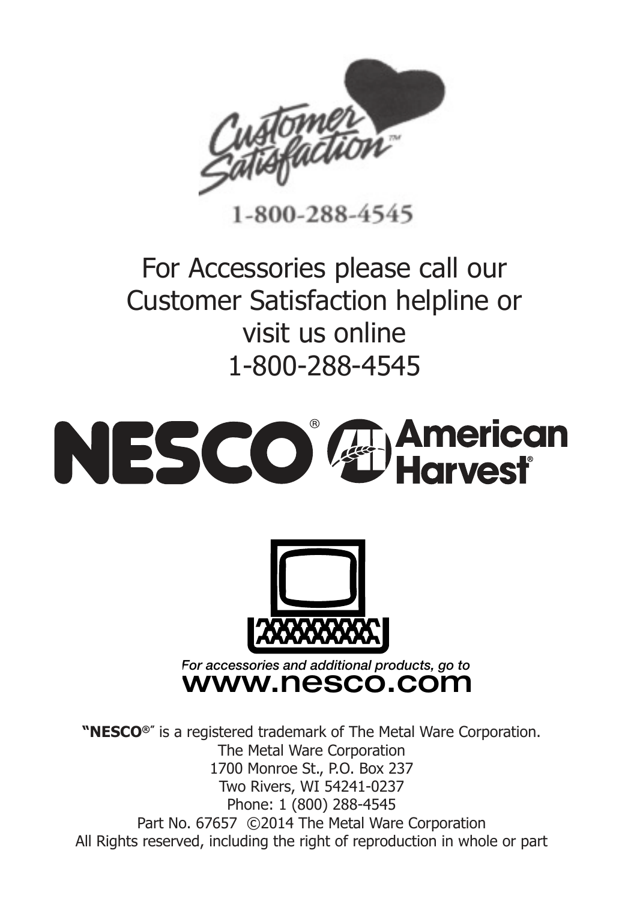Customer Satisfaction™

1-800-288-4545

For Accessories please call our Customer Satisfaction helpline or visit us online
1-800-288-4545

NESCO® American Harvest®

*For accessories and additional products, go to*
**www.nesco.com**

**"NESCO®"** is a registered trademark of The Metal Ware Corporation.
The Metal Ware Corporation
1700 Monroe St., P.O. Box 237
Two Rivers, WI 54241-0237
Phone: 1 (800) 288-4545
Part No. 67657 ©2014 The Metal Ware Corporation
All Rights reserved, including the right of reproduction in whole or part